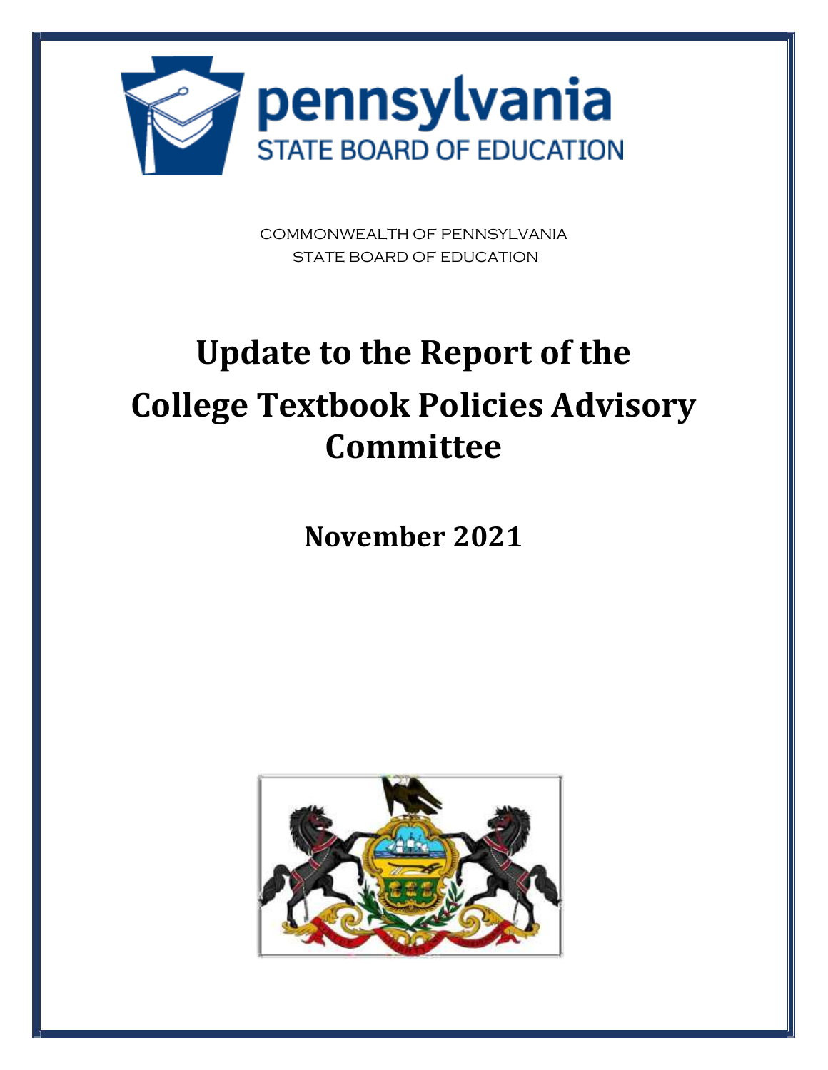pennsylvania
STATE BOARD OF EDUCATION

COMMONWEALTH OF PENNSYLVANIA
STATE BOARD OF EDUCATION

# Update to the Report of the College Textbook Policies Advisory Committee

## November 2021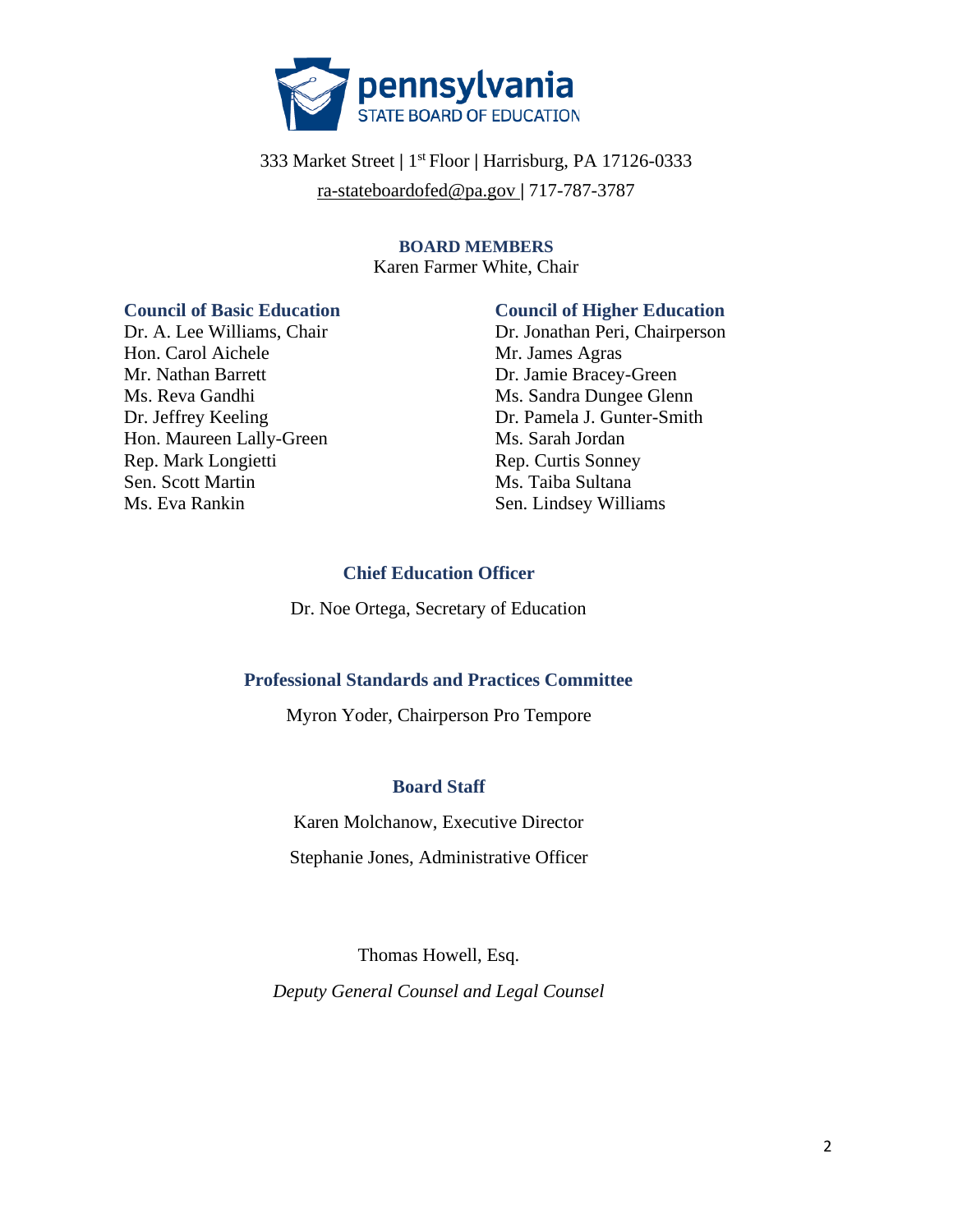**pennsylvania**
STATE BOARD OF EDUCATION

333 Market Street | 1st Floor | Harrisburg, PA 17126-0333

ra-stateboardofed@pa.gov | 717-787-3787

## BOARD MEMBERS

Karen Farmer White, Chair

### Council of Basic Education

Dr. A. Lee Williams, Chair
Hon. Carol Aichele
Mr. Nathan Barrett
Ms. Reva Gandhi
Dr. Jeffrey Keeling
Hon. Maureen Lally-Green
Rep. Mark Longietti
Sen. Scott Martin
Ms. Eva Rankin

### Council of Higher Education

Dr. Jonathan Peri, Chairperson
Mr. James Agras
Dr. Jamie Bracey-Green
Ms. Sandra Dungee Glenn
Dr. Pamela J. Gunter-Smith
Ms. Sarah Jordan
Rep. Curtis Sonney
Ms. Taiba Sultana
Sen. Lindsey Williams

### Chief Education Officer

Dr. Noe Ortega, Secretary of Education

### Professional Standards and Practices Committee

Myron Yoder, Chairperson Pro Tempore

### Board Staff

Karen Molchanow, Executive Director

Stephanie Jones, Administrative Officer

Thomas Howell, Esq.

*Deputy General Counsel and Legal Counsel*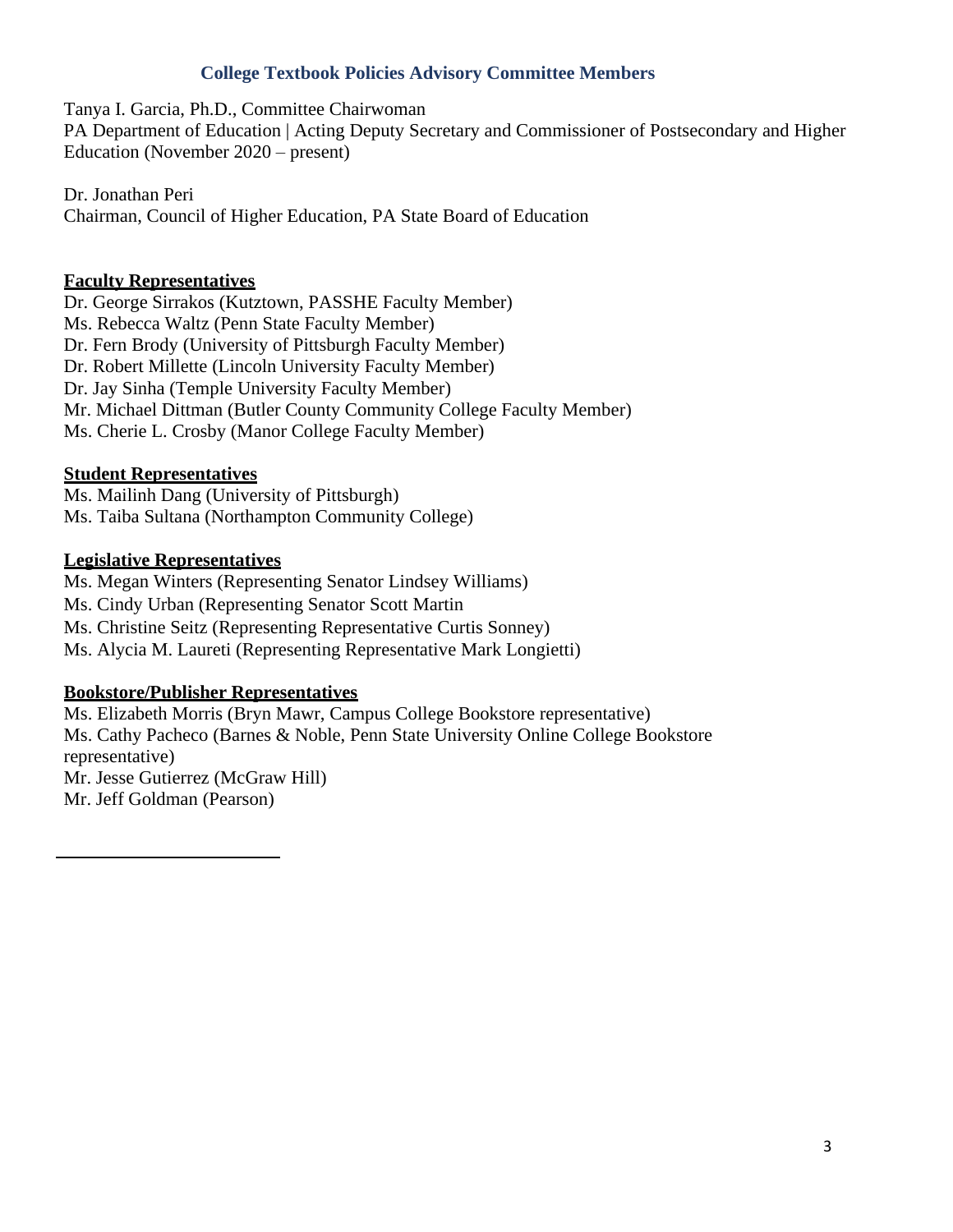## College Textbook Policies Advisory Committee Members

Tanya I. Garcia, Ph.D., Committee Chairwoman
PA Department of Education | Acting Deputy Secretary and Commissioner of Postsecondary and Higher Education (November 2020 – present)

Dr. Jonathan Peri
Chairman, Council of Higher Education, PA State Board of Education

**Faculty Representatives**

Dr. George Sirrakos (Kutztown, PASSHE Faculty Member)
Ms. Rebecca Waltz (Penn State Faculty Member)
Dr. Fern Brody (University of Pittsburgh Faculty Member)
Dr. Robert Millette (Lincoln University Faculty Member)
Dr. Jay Sinha (Temple University Faculty Member)
Mr. Michael Dittman (Butler County Community College Faculty Member)
Ms. Cherie L. Crosby (Manor College Faculty Member)

**Student Representatives**

Ms. Mailinh Dang (University of Pittsburgh)
Ms. Taiba Sultana (Northampton Community College)

**Legislative Representatives**

Ms. Megan Winters (Representing Senator Lindsey Williams)
Ms. Cindy Urban (Representing Senator Scott Martin
Ms. Christine Seitz (Representing Representative Curtis Sonney)
Ms. Alycia M. Laureti (Representing Representative Mark Longietti)

**Bookstore/Publisher Representatives**

Ms. Elizabeth Morris (Bryn Mawr, Campus College Bookstore representative)
Ms. Cathy Pacheco (Barnes & Noble, Penn State University Online College Bookstore representative)
Mr. Jesse Gutierrez (McGraw Hill)
Mr. Jeff Goldman (Pearson)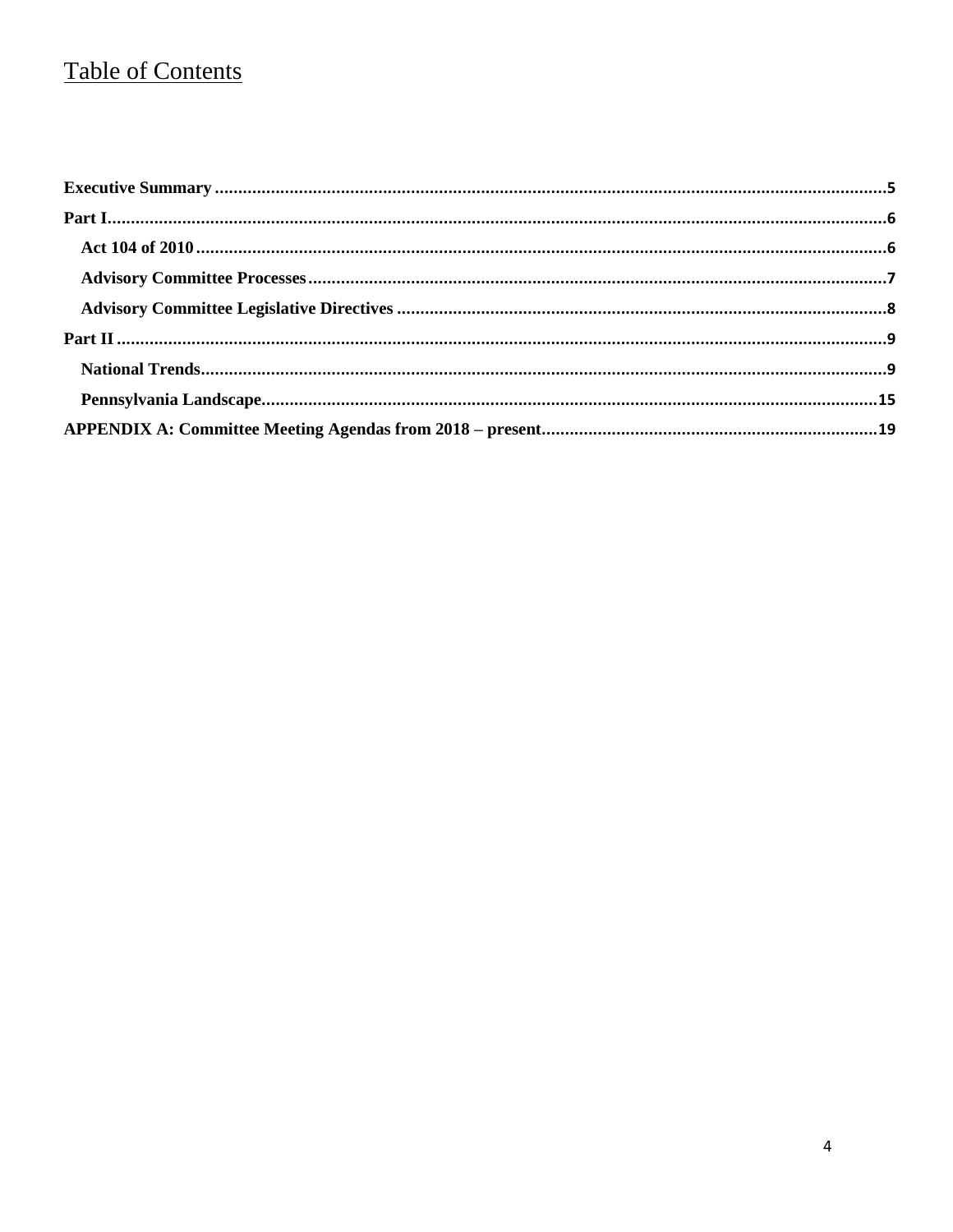# Table of Contents

**Executive Summary** .......... 5

**Part I** .......... 6

- **Act 104 of 2010** .......... 6
- **Advisory Committee Processes** .......... 7
- **Advisory Committee Legislative Directives** .......... 8

**Part II** .......... 9

- **National Trends** .......... 9
- **Pennsylvania Landscape** .......... 15

**APPENDIX A: Committee Meeting Agendas from 2018 – present** .......... 19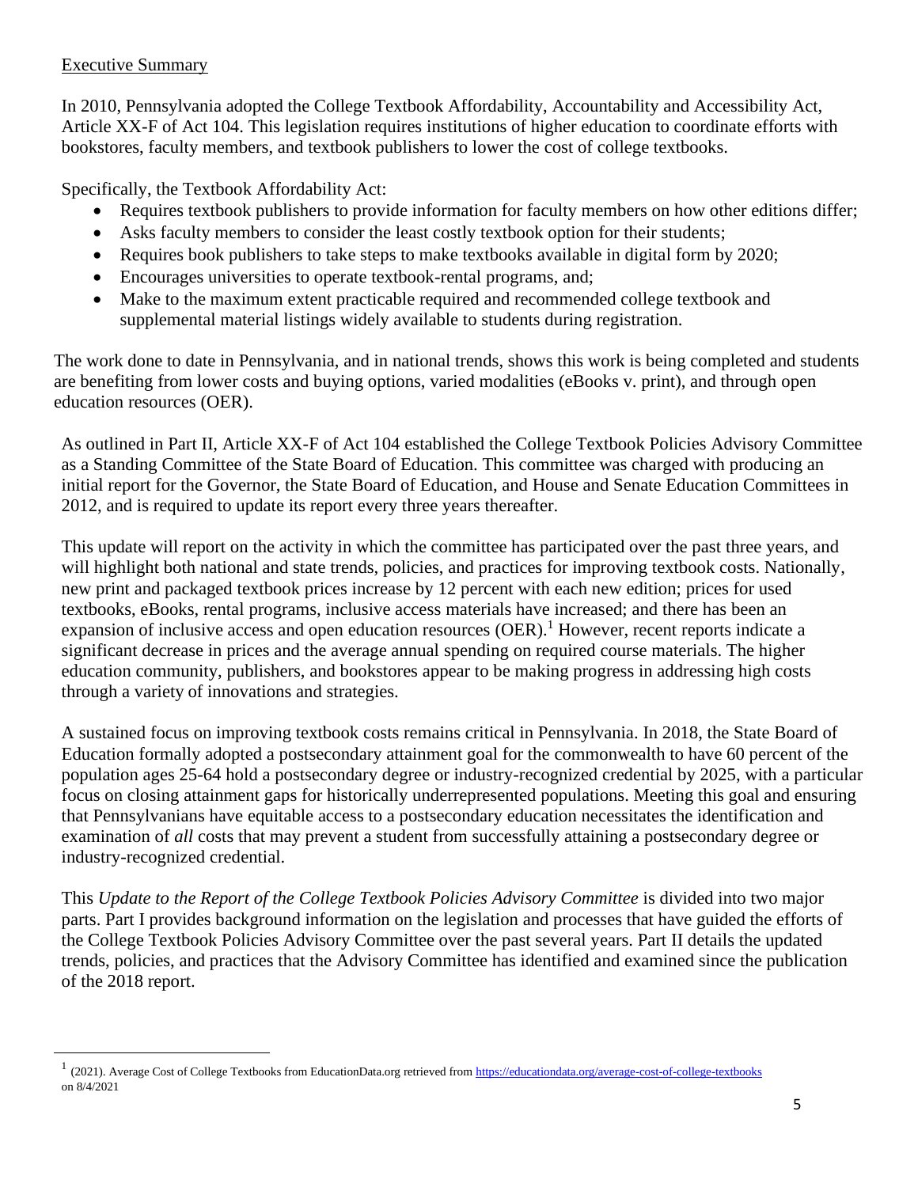## Executive Summary

In 2010, Pennsylvania adopted the College Textbook Affordability, Accountability and Accessibility Act, Article XX-F of Act 104. This legislation requires institutions of higher education to coordinate efforts with bookstores, faculty members, and textbook publishers to lower the cost of college textbooks.

Specifically, the Textbook Affordability Act:

- Requires textbook publishers to provide information for faculty members on how other editions differ;
- Asks faculty members to consider the least costly textbook option for their students;
- Requires book publishers to take steps to make textbooks available in digital form by 2020;
- Encourages universities to operate textbook-rental programs, and;
- Make to the maximum extent practicable required and recommended college textbook and supplemental material listings widely available to students during registration.

The work done to date in Pennsylvania, and in national trends, shows this work is being completed and students are benefiting from lower costs and buying options, varied modalities (eBooks v. print), and through open education resources (OER).

As outlined in Part II, Article XX-F of Act 104 established the College Textbook Policies Advisory Committee as a Standing Committee of the State Board of Education. This committee was charged with producing an initial report for the Governor, the State Board of Education, and House and Senate Education Committees in 2012, and is required to update its report every three years thereafter.

This update will report on the activity in which the committee has participated over the past three years, and will highlight both national and state trends, policies, and practices for improving textbook costs. Nationally, new print and packaged textbook prices increase by 12 percent with each new edition; prices for used textbooks, eBooks, rental programs, inclusive access materials have increased; and there has been an expansion of inclusive access and open education resources (OER).[1] However, recent reports indicate a significant decrease in prices and the average annual spending on required course materials. The higher education community, publishers, and bookstores appear to be making progress in addressing high costs through a variety of innovations and strategies.

A sustained focus on improving textbook costs remains critical in Pennsylvania. In 2018, the State Board of Education formally adopted a postsecondary attainment goal for the commonwealth to have 60 percent of the population ages 25-64 hold a postsecondary degree or industry-recognized credential by 2025, with a particular focus on closing attainment gaps for historically underrepresented populations. Meeting this goal and ensuring that Pennsylvanians have equitable access to a postsecondary education necessitates the identification and examination of *all* costs that may prevent a student from successfully attaining a postsecondary degree or industry-recognized credential.

This *Update to the Report of the College Textbook Policies Advisory Committee* is divided into two major parts. Part I provides background information on the legislation and processes that have guided the efforts of the College Textbook Policies Advisory Committee over the past several years. Part II details the updated trends, policies, and practices that the Advisory Committee has identified and examined since the publication of the 2018 report.

---

[1] (2021). Average Cost of College Textbooks from EducationData.org retrieved from https://educationdata.org/average-cost-of-college-textbooks on 8/4/2021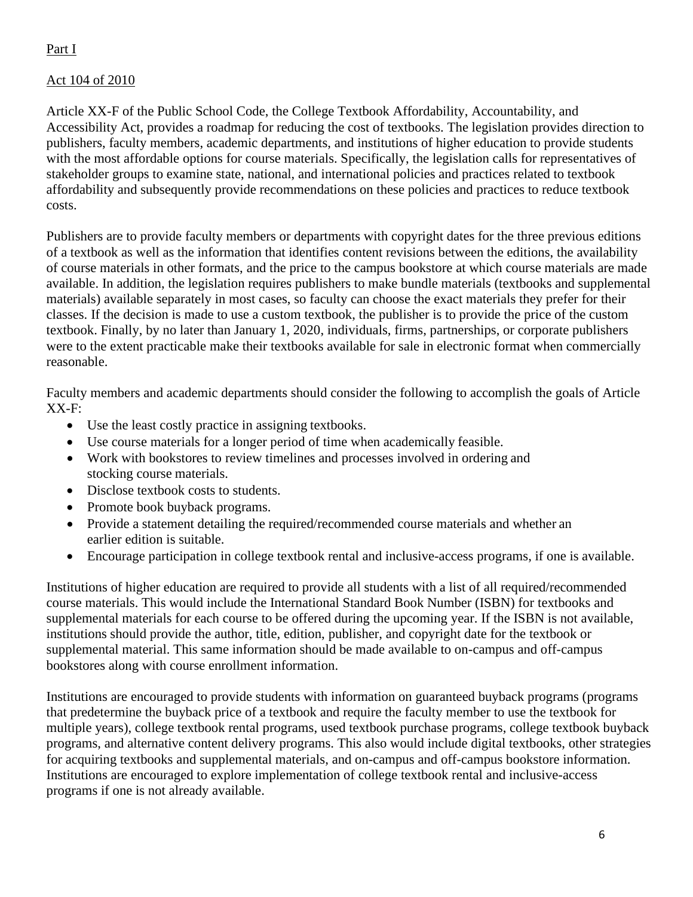Part I

Act 104 of 2010

Article XX-F of the Public School Code, the College Textbook Affordability, Accountability, and Accessibility Act, provides a roadmap for reducing the cost of textbooks. The legislation provides direction to publishers, faculty members, academic departments, and institutions of higher education to provide students with the most affordable options for course materials. Specifically, the legislation calls for representatives of stakeholder groups to examine state, national, and international policies and practices related to textbook affordability and subsequently provide recommendations on these policies and practices to reduce textbook costs.

Publishers are to provide faculty members or departments with copyright dates for the three previous editions of a textbook as well as the information that identifies content revisions between the editions, the availability of course materials in other formats, and the price to the campus bookstore at which course materials are made available. In addition, the legislation requires publishers to make bundle materials (textbooks and supplemental materials) available separately in most cases, so faculty can choose the exact materials they prefer for their classes. If the decision is made to use a custom textbook, the publisher is to provide the price of the custom textbook. Finally, by no later than January 1, 2020, individuals, firms, partnerships, or corporate publishers were to the extent practicable make their textbooks available for sale in electronic format when commercially reasonable.

Faculty members and academic departments should consider the following to accomplish the goals of Article XX-F:

- Use the least costly practice in assigning textbooks.
- Use course materials for a longer period of time when academically feasible.
- Work with bookstores to review timelines and processes involved in ordering and stocking course materials.
- Disclose textbook costs to students.
- Promote book buyback programs.
- Provide a statement detailing the required/recommended course materials and whether an earlier edition is suitable.
- Encourage participation in college textbook rental and inclusive-access programs, if one is available.

Institutions of higher education are required to provide all students with a list of all required/recommended course materials. This would include the International Standard Book Number (ISBN) for textbooks and supplemental materials for each course to be offered during the upcoming year. If the ISBN is not available, institutions should provide the author, title, edition, publisher, and copyright date for the textbook or supplemental material. This same information should be made available to on-campus and off-campus bookstores along with course enrollment information.

Institutions are encouraged to provide students with information on guaranteed buyback programs (programs that predetermine the buyback price of a textbook and require the faculty member to use the textbook for multiple years), college textbook rental programs, used textbook purchase programs, college textbook buyback programs, and alternative content delivery programs. This also would include digital textbooks, other strategies for acquiring textbooks and supplemental materials, and on-campus and off-campus bookstore information. Institutions are encouraged to explore implementation of college textbook rental and inclusive-access programs if one is not already available.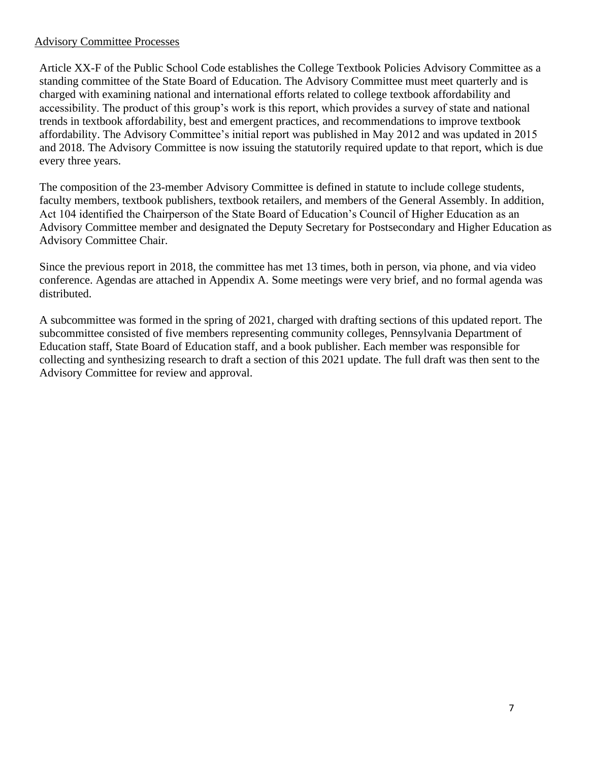## Advisory Committee Processes

Article XX-F of the Public School Code establishes the College Textbook Policies Advisory Committee as a standing committee of the State Board of Education. The Advisory Committee must meet quarterly and is charged with examining national and international efforts related to college textbook affordability and accessibility. The product of this group's work is this report, which provides a survey of state and national trends in textbook affordability, best and emergent practices, and recommendations to improve textbook affordability. The Advisory Committee's initial report was published in May 2012 and was updated in 2015 and 2018. The Advisory Committee is now issuing the statutorily required update to that report, which is due every three years.

The composition of the 23-member Advisory Committee is defined in statute to include college students, faculty members, textbook publishers, textbook retailers, and members of the General Assembly. In addition, Act 104 identified the Chairperson of the State Board of Education's Council of Higher Education as an Advisory Committee member and designated the Deputy Secretary for Postsecondary and Higher Education as Advisory Committee Chair.

Since the previous report in 2018, the committee has met 13 times, both in person, via phone, and via video conference. Agendas are attached in Appendix A. Some meetings were very brief, and no formal agenda was distributed.

A subcommittee was formed in the spring of 2021, charged with drafting sections of this updated report. The subcommittee consisted of five members representing community colleges, Pennsylvania Department of Education staff, State Board of Education staff, and a book publisher. Each member was responsible for collecting and synthesizing research to draft a section of this 2021 update. The full draft was then sent to the Advisory Committee for review and approval.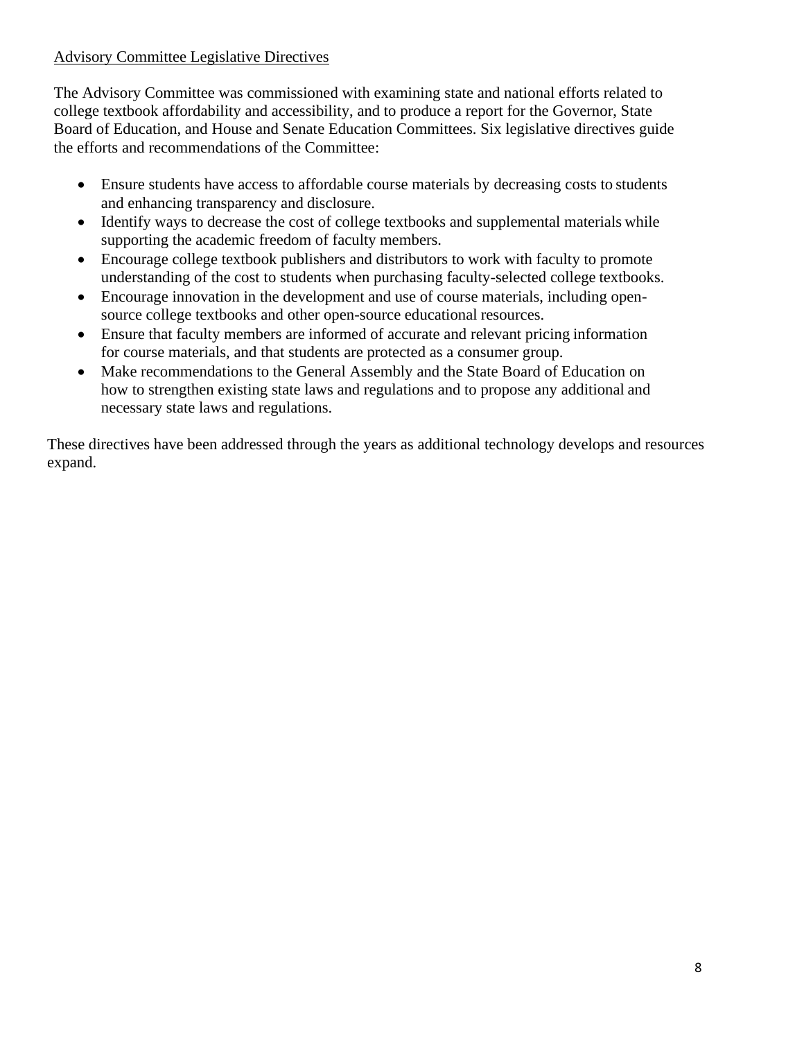## Advisory Committee Legislative Directives

The Advisory Committee was commissioned with examining state and national efforts related to college textbook affordability and accessibility, and to produce a report for the Governor, State Board of Education, and House and Senate Education Committees. Six legislative directives guide the efforts and recommendations of the Committee:

- Ensure students have access to affordable course materials by decreasing costs to students and enhancing transparency and disclosure.
- Identify ways to decrease the cost of college textbooks and supplemental materials while supporting the academic freedom of faculty members.
- Encourage college textbook publishers and distributors to work with faculty to promote understanding of the cost to students when purchasing faculty-selected college textbooks.
- Encourage innovation in the development and use of course materials, including open-source college textbooks and other open-source educational resources.
- Ensure that faculty members are informed of accurate and relevant pricing information for course materials, and that students are protected as a consumer group.
- Make recommendations to the General Assembly and the State Board of Education on how to strengthen existing state laws and regulations and to propose any additional and necessary state laws and regulations.

These directives have been addressed through the years as additional technology develops and resources expand.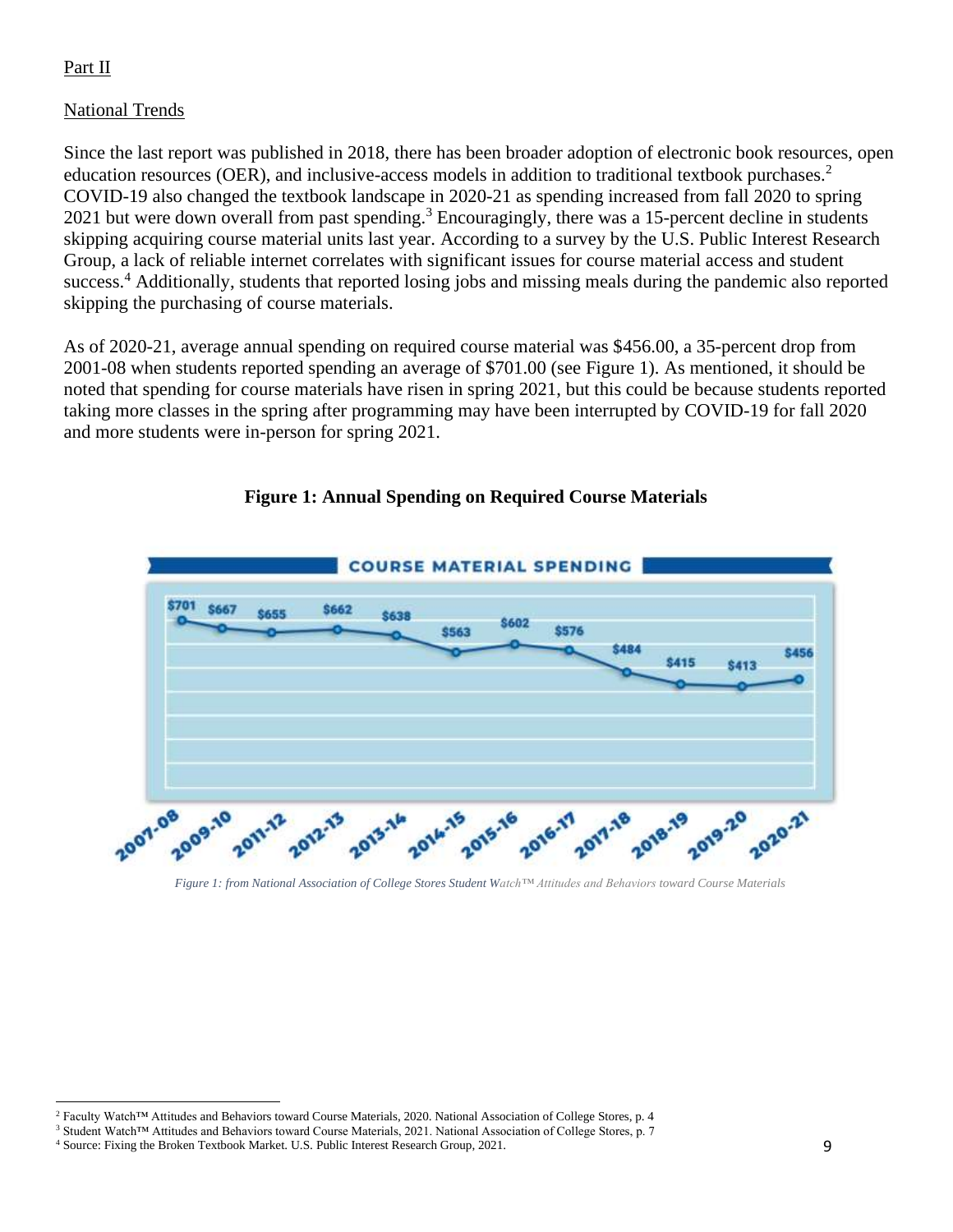Part II

National Trends

Since the last report was published in 2018, there has been broader adoption of electronic book resources, open education resources (OER), and inclusive-access models in addition to traditional textbook purchases.[2] COVID-19 also changed the textbook landscape in 2020-21 as spending increased from fall 2020 to spring 2021 but were down overall from past spending.[3] Encouragingly, there was a 15-percent decline in students skipping acquiring course material units last year. According to a survey by the U.S. Public Interest Research Group, a lack of reliable internet correlates with significant issues for course material access and student success.[4] Additionally, students that reported losing jobs and missing meals during the pandemic also reported skipping the purchasing of course materials.

As of 2020-21, average annual spending on required course material was $456.00, a 35-percent drop from 2001-08 when students reported spending an average of $701.00 (see Figure 1). As mentioned, it should be noted that spending for course materials have risen in spring 2021, but this could be because students reported taking more classes in the spring after programming may have been interrupted by COVID-19 for fall 2020 and more students were in-person for spring 2021.

**Figure 1: Annual Spending on Required Course Materials**

COURSE MATERIAL SPENDING

| 2007-08 | 2009-10 | 2011-12 | 2012-13 | 2013-14 | 2014-15 | 2015-16 | 2016-17 | 2017-18 | 2018-19 | 2019-20 | 2020-21 |
|---|---|---|---|---|---|---|---|---|---|---|---|
| $701 | $667 | $655 | $662 | $638 | $563 | $602 | $576 | $484 | $415 | $413 | $456 |

*Figure 1: from National Association of College Stores Student Watch™ Attitudes and Behaviors toward Course Materials*

[2] Faculty Watch™ Attitudes and Behaviors toward Course Materials, 2020. National Association of College Stores, p. 4
[3] Student Watch™ Attitudes and Behaviors toward Course Materials, 2021. National Association of College Stores, p. 7
[4] Source: Fixing the Broken Textbook Market. U.S. Public Interest Research Group, 2021.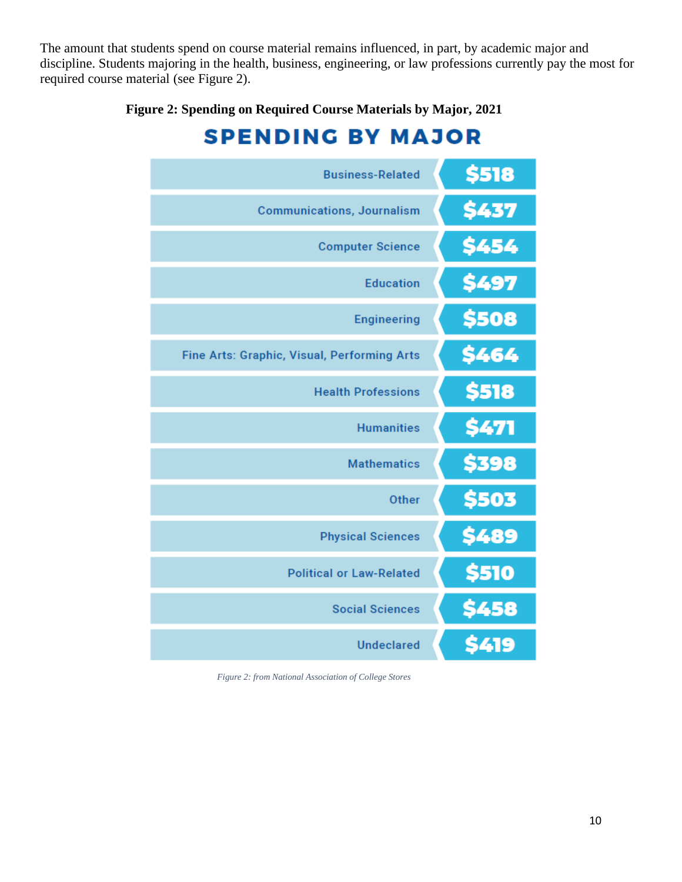The amount that students spend on course material remains influenced, in part, by academic major and discipline. Students majoring in the health, business, engineering, or law professions currently pay the most for required course material (see Figure 2).

**Figure 2: Spending on Required Course Materials by Major, 2021**

**SPENDING BY MAJOR**

| Major | Spending |
| --- | --- |
| Business-Related | $518 |
| Communications, Journalism | $437 |
| Computer Science | $454 |
| Education | $497 |
| Engineering | $508 |
| Fine Arts: Graphic, Visual, Performing Arts | $464 |
| Health Professions | $518 |
| Humanities | $471 |
| Mathematics | $398 |
| Other | $503 |
| Physical Sciences | $489 |
| Political or Law-Related | $510 |
| Social Sciences | $458 |
| Undeclared | $419 |

*Figure 2: from National Association of College Stores*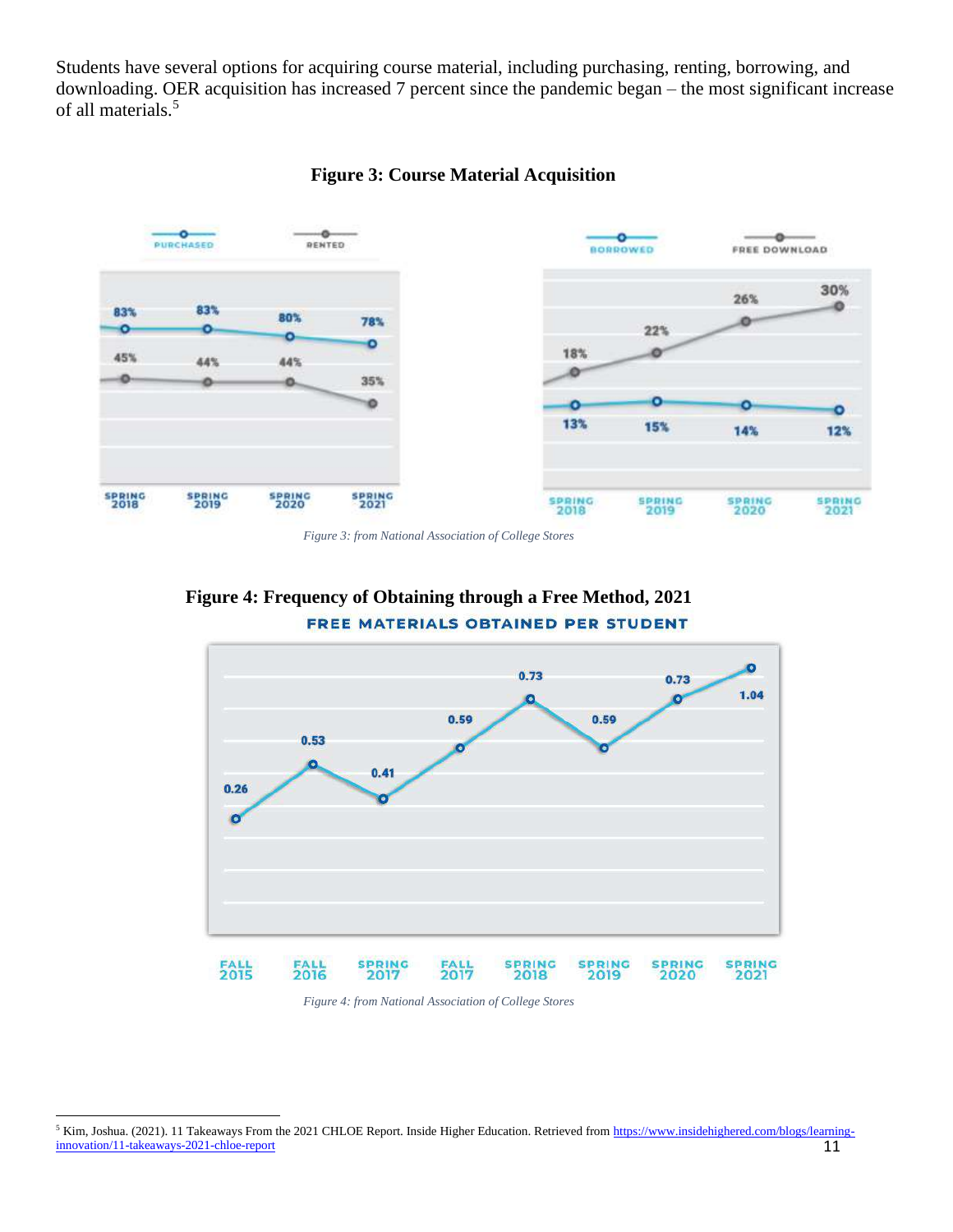Students have several options for acquiring course material, including purchasing, renting, borrowing, and downloading. OER acquisition has increased 7 percent since the pandemic began – the most significant increase of all materials.[5]

**Figure 3: Course Material Acquisition**

| | Spring 2018 | Spring 2019 | Spring 2020 | Spring 2021 |
|---|---|---|---|---|
| Purchased | 83% | 83% | 80% | 78% |
| Rented | 45% | 44% | 44% | 35% |
| Borrowed | 13% | 15% | 14% | 12% |
| Free Download | 18% | 22% | 26% | 30% |

*Figure 3: from National Association of College Stores*

**Figure 4: Frequency of Obtaining through a Free Method, 2021**

FREE MATERIALS OBTAINED PER STUDENT

| Fall 2015 | Fall 2016 | Spring 2017 | Fall 2017 | Spring 2018 | Spring 2019 | Spring 2020 | Spring 2021 |
|---|---|---|---|---|---|---|---|
| 0.26 | 0.53 | 0.41 | 0.59 | 0.73 | 0.59 | 0.73 | 1.04 |

*Figure 4: from National Association of College Stores*

[5] Kim, Joshua. (2021). 11 Takeaways From the 2021 CHLOE Report. Inside Higher Education. Retrieved from https://www.insidehighered.com/blogs/learning-innovation/11-takeaways-2021-chloe-report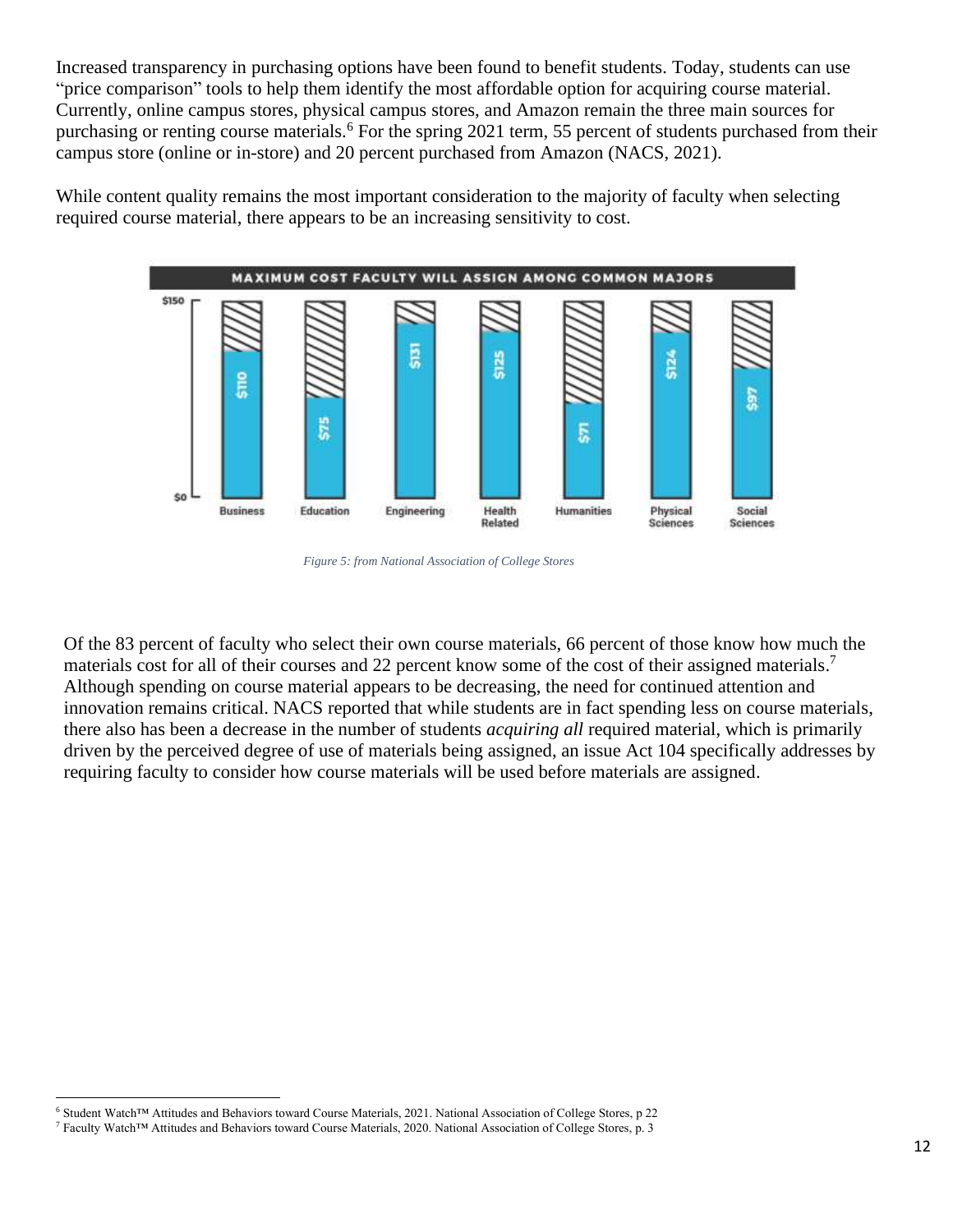Increased transparency in purchasing options have been found to benefit students. Today, students can use "price comparison" tools to help them identify the most affordable option for acquiring course material. Currently, online campus stores, physical campus stores, and Amazon remain the three main sources for purchasing or renting course materials.[6] For the spring 2021 term, 55 percent of students purchased from their campus store (online or in-store) and 20 percent purchased from Amazon (NACS, 2021).

While content quality remains the most important consideration to the majority of faculty when selecting required course material, there appears to be an increasing sensitivity to cost.

**MAXIMUM COST FACULTY WILL ASSIGN AMONG COMMON MAJORS**

| Major | Maximum Cost |
| --- | --- |
| Business | $110 |
| Education | $75 |
| Engineering | $131 |
| Health Related | $125 |
| Humanities | $71 |
| Physical Sciences | $124 |
| Social Sciences | $97 |

*Figure 5: from National Association of College Stores*

Of the 83 percent of faculty who select their own course materials, 66 percent of those know how much the materials cost for all of their courses and 22 percent know some of the cost of their assigned materials.[7] Although spending on course material appears to be decreasing, the need for continued attention and innovation remains critical. NACS reported that while students are in fact spending less on course materials, there also has been a decrease in the number of students *acquiring all* required material, which is primarily driven by the perceived degree of use of materials being assigned, an issue Act 104 specifically addresses by requiring faculty to consider how course materials will be used before materials are assigned.

[6] Student Watch™ Attitudes and Behaviors toward Course Materials, 2021. National Association of College Stores, p 22

[7] Faculty Watch™ Attitudes and Behaviors toward Course Materials, 2020. National Association of College Stores, p. 3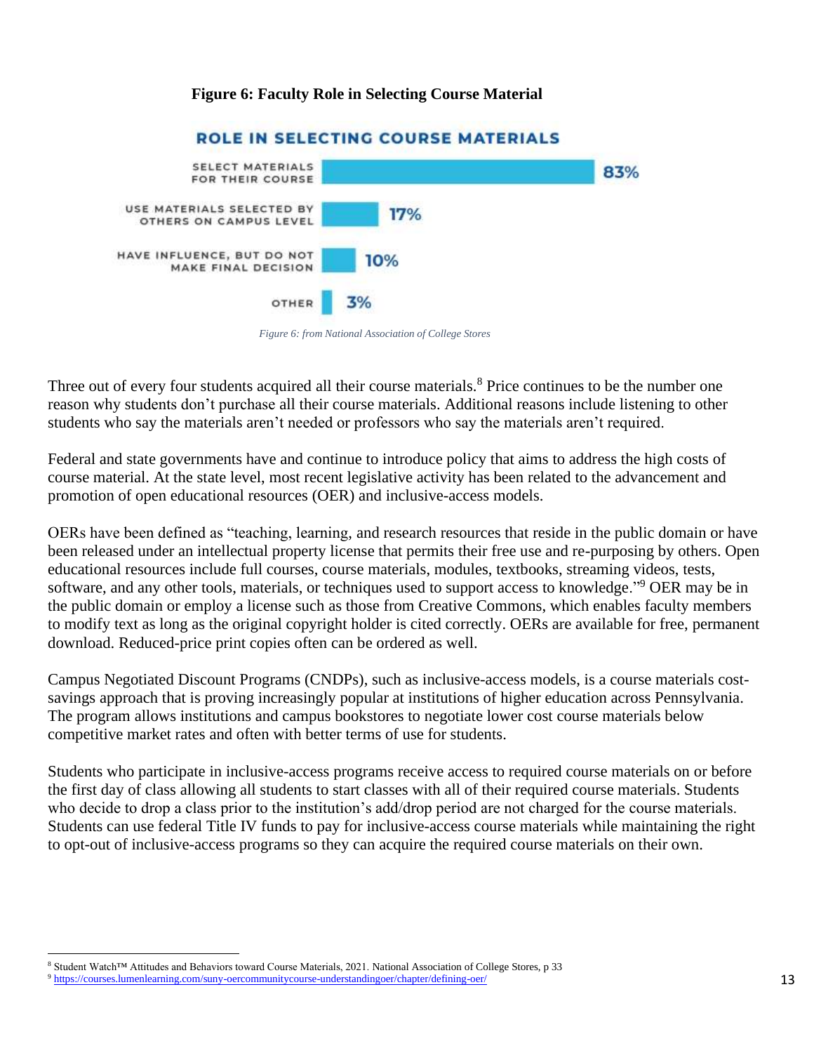**Figure 6: Faculty Role in Selecting Course Material**

**ROLE IN SELECTING COURSE MATERIALS**

| Role | Percent |
|---|---|
| SELECT MATERIALS FOR THEIR COURSE | 83% |
| USE MATERIALS SELECTED BY OTHERS ON CAMPUS LEVEL | 17% |
| HAVE INFLUENCE, BUT DO NOT MAKE FINAL DECISION | 10% |
| OTHER | 3% |

*Figure 6: from National Association of College Stores*

Three out of every four students acquired all their course materials.[8] Price continues to be the number one reason why students don't purchase all their course materials. Additional reasons include listening to other students who say the materials aren't needed or professors who say the materials aren't required.

Federal and state governments have and continue to introduce policy that aims to address the high costs of course material. At the state level, most recent legislative activity has been related to the advancement and promotion of open educational resources (OER) and inclusive-access models.

OERs have been defined as "teaching, learning, and research resources that reside in the public domain or have been released under an intellectual property license that permits their free use and re-purposing by others. Open educational resources include full courses, course materials, modules, textbooks, streaming videos, tests, software, and any other tools, materials, or techniques used to support access to knowledge."[9] OER may be in the public domain or employ a license such as those from Creative Commons, which enables faculty members to modify text as long as the original copyright holder is cited correctly. OERs are available for free, permanent download. Reduced-price print copies often can be ordered as well.

Campus Negotiated Discount Programs (CNDPs), such as inclusive-access models, is a course materials cost-savings approach that is proving increasingly popular at institutions of higher education across Pennsylvania. The program allows institutions and campus bookstores to negotiate lower cost course materials below competitive market rates and often with better terms of use for students.

Students who participate in inclusive-access programs receive access to required course materials on or before the first day of class allowing all students to start classes with all of their required course materials. Students who decide to drop a class prior to the institution's add/drop period are not charged for the course materials. Students can use federal Title IV funds to pay for inclusive-access course materials while maintaining the right to opt-out of inclusive-access programs so they can acquire the required course materials on their own.

---

[8] Student Watch™ Attitudes and Behaviors toward Course Materials, 2021. National Association of College Stores, p 33

[9] https://courses.lumenlearning.com/suny-oercommunitycourse-understandingoer/chapter/defining-oer/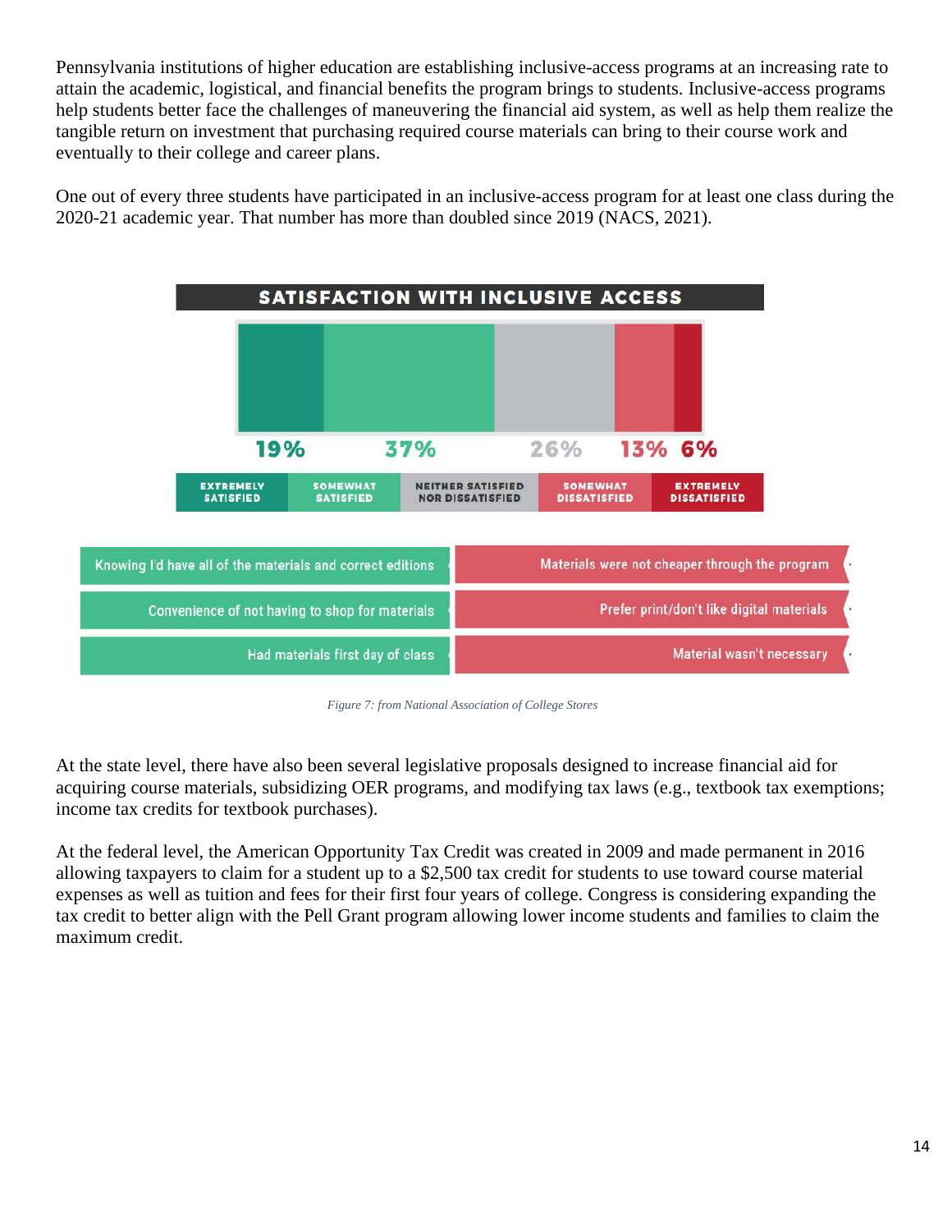Pennsylvania institutions of higher education are establishing inclusive-access programs at an increasing rate to attain the academic, logistical, and financial benefits the program brings to students. Inclusive-access programs help students better face the challenges of maneuvering the financial aid system, as well as help them realize the tangible return on investment that purchasing required course materials can bring to their course work and eventually to their college and career plans.

One out of every three students have participated in an inclusive-access program for at least one class during the 2020-21 academic year. That number has more than doubled since 2019 (NACS, 2021).

**SATISFACTION WITH INCLUSIVE ACCESS**

| Extremely Satisfied | Somewhat Satisfied | Neither Satisfied nor Dissatisfied | Somewhat Dissatisfied | Extremely Dissatisfied |
|---|---|---|---|---|
| 19% | 37% | 26% | 13% | 6% |

| Reasons for satisfaction | Reasons for dissatisfaction |
|---|---|
| Knowing I'd have all of the materials and correct editions | Materials were not cheaper through the program |
| Convenience of not having to shop for materials | Prefer print/don't like digital materials |
| Had materials first day of class | Material wasn't necessary |

*Figure 7: from National Association of College Stores*

At the state level, there have also been several legislative proposals designed to increase financial aid for acquiring course materials, subsidizing OER programs, and modifying tax laws (e.g., textbook tax exemptions; income tax credits for textbook purchases).

At the federal level, the American Opportunity Tax Credit was created in 2009 and made permanent in 2016 allowing taxpayers to claim for a student up to a $2,500 tax credit for students to use toward course material expenses as well as tuition and fees for their first four years of college. Congress is considering expanding the tax credit to better align with the Pell Grant program allowing lower income students and families to claim the maximum credit.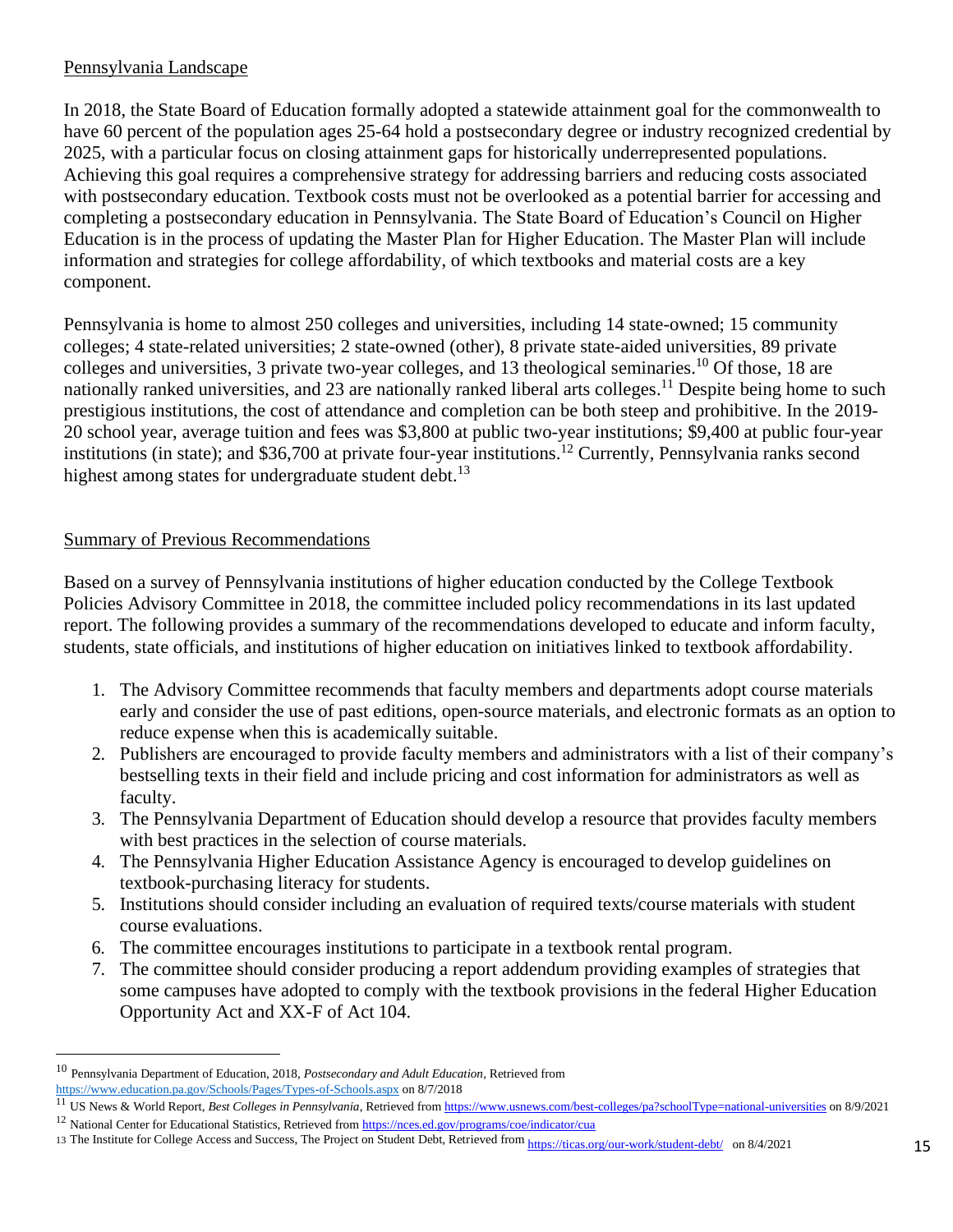## Pennsylvania Landscape

In 2018, the State Board of Education formally adopted a statewide attainment goal for the commonwealth to have 60 percent of the population ages 25-64 hold a postsecondary degree or industry recognized credential by 2025, with a particular focus on closing attainment gaps for historically underrepresented populations. Achieving this goal requires a comprehensive strategy for addressing barriers and reducing costs associated with postsecondary education. Textbook costs must not be overlooked as a potential barrier for accessing and completing a postsecondary education in Pennsylvania. The State Board of Education's Council on Higher Education is in the process of updating the Master Plan for Higher Education. The Master Plan will include information and strategies for college affordability, of which textbooks and material costs are a key component.

Pennsylvania is home to almost 250 colleges and universities, including 14 state-owned; 15 community colleges; 4 state-related universities; 2 state-owned (other), 8 private state-aided universities, 89 private colleges and universities, 3 private two-year colleges, and 13 theological seminaries.[10] Of those, 18 are nationally ranked universities, and 23 are nationally ranked liberal arts colleges.[11] Despite being home to such prestigious institutions, the cost of attendance and completion can be both steep and prohibitive. In the 2019-20 school year, average tuition and fees was \$3,800 at public two-year institutions; \$9,400 at public four-year institutions (in state); and \$36,700 at private four-year institutions.[12] Currently, Pennsylvania ranks second highest among states for undergraduate student debt.[13]

## Summary of Previous Recommendations

Based on a survey of Pennsylvania institutions of higher education conducted by the College Textbook Policies Advisory Committee in 2018, the committee included policy recommendations in its last updated report. The following provides a summary of the recommendations developed to educate and inform faculty, students, state officials, and institutions of higher education on initiatives linked to textbook affordability.

1. The Advisory Committee recommends that faculty members and departments adopt course materials early and consider the use of past editions, open-source materials, and electronic formats as an option to reduce expense when this is academically suitable.
2. Publishers are encouraged to provide faculty members and administrators with a list of their company's bestselling texts in their field and include pricing and cost information for administrators as well as faculty.
3. The Pennsylvania Department of Education should develop a resource that provides faculty members with best practices in the selection of course materials.
4. The Pennsylvania Higher Education Assistance Agency is encouraged to develop guidelines on textbook-purchasing literacy for students.
5. Institutions should consider including an evaluation of required texts/course materials with student course evaluations.
6. The committee encourages institutions to participate in a textbook rental program.
7. The committee should consider producing a report addendum providing examples of strategies that some campuses have adopted to comply with the textbook provisions in the federal Higher Education Opportunity Act and XX-F of Act 104.

---

[10] Pennsylvania Department of Education, 2018, *Postsecondary and Adult Education*, Retrieved from https://www.education.pa.gov/Schools/Pages/Types-of-Schools.aspx on 8/7/2018

[11] US News & World Report, *Best Colleges in Pennsylvania*, Retrieved from https://www.usnews.com/best-colleges/pa?schoolType=national-universities on 8/9/2021

[12] National Center for Educational Statistics, Retrieved from https://nces.ed.gov/programs/coe/indicator/cua

[13] The Institute for College Access and Success, The Project on Student Debt, Retrieved from https://ticas.org/our-work/student-debt/ on 8/4/2021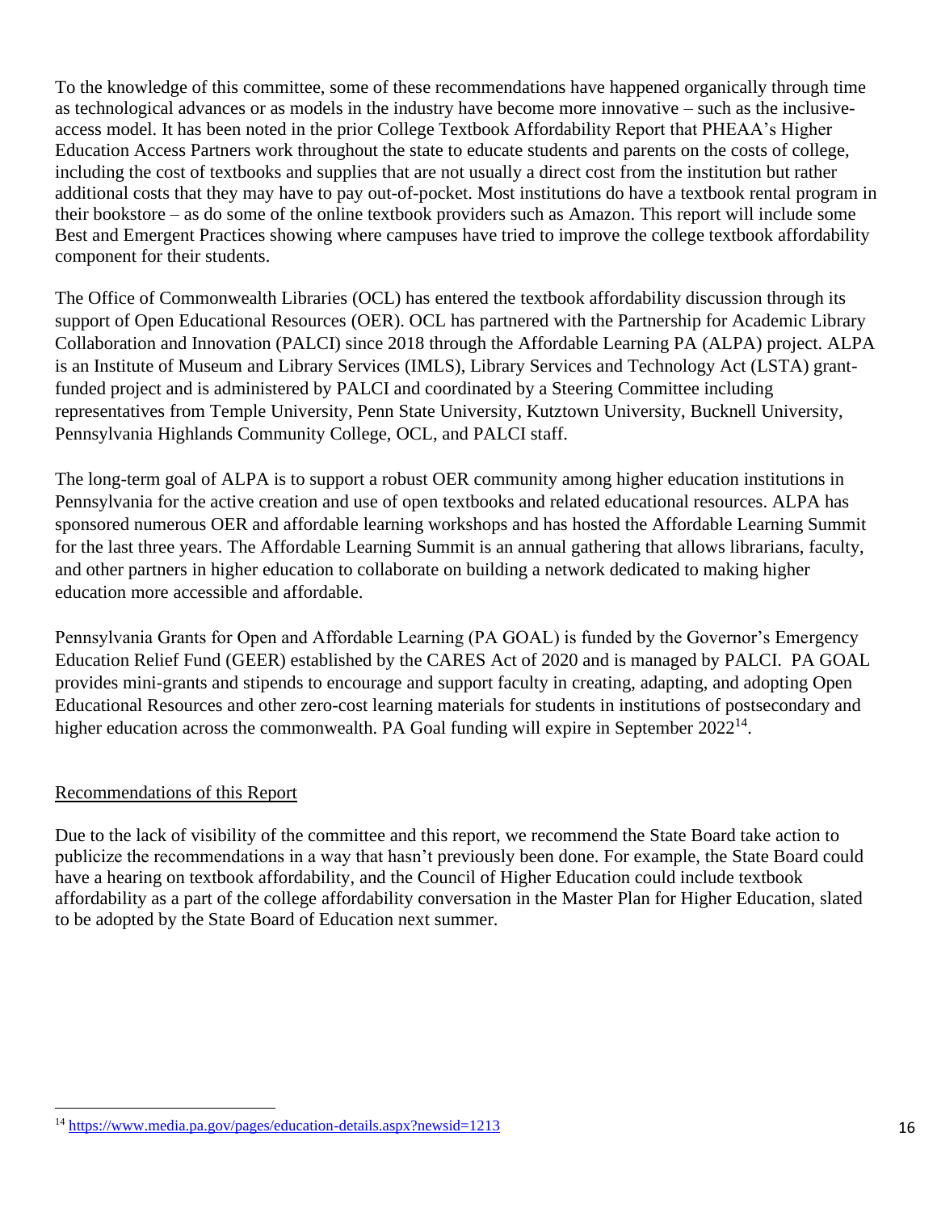To the knowledge of this committee, some of these recommendations have happened organically through time as technological advances or as models in the industry have become more innovative – such as the inclusive-access model. It has been noted in the prior College Textbook Affordability Report that PHEAA's Higher Education Access Partners work throughout the state to educate students and parents on the costs of college, including the cost of textbooks and supplies that are not usually a direct cost from the institution but rather additional costs that they may have to pay out-of-pocket. Most institutions do have a textbook rental program in their bookstore – as do some of the online textbook providers such as Amazon. This report will include some Best and Emergent Practices showing where campuses have tried to improve the college textbook affordability component for their students.

The Office of Commonwealth Libraries (OCL) has entered the textbook affordability discussion through its support of Open Educational Resources (OER). OCL has partnered with the Partnership for Academic Library Collaboration and Innovation (PALCI) since 2018 through the Affordable Learning PA (ALPA) project. ALPA is an Institute of Museum and Library Services (IMLS), Library Services and Technology Act (LSTA) grant-funded project and is administered by PALCI and coordinated by a Steering Committee including representatives from Temple University, Penn State University, Kutztown University, Bucknell University, Pennsylvania Highlands Community College, OCL, and PALCI staff.

The long-term goal of ALPA is to support a robust OER community among higher education institutions in Pennsylvania for the active creation and use of open textbooks and related educational resources. ALPA has sponsored numerous OER and affordable learning workshops and has hosted the Affordable Learning Summit for the last three years. The Affordable Learning Summit is an annual gathering that allows librarians, faculty, and other partners in higher education to collaborate on building a network dedicated to making higher education more accessible and affordable.

Pennsylvania Grants for Open and Affordable Learning (PA GOAL) is funded by the Governor's Emergency Education Relief Fund (GEER) established by the CARES Act of 2020 and is managed by PALCI. PA GOAL provides mini-grants and stipends to encourage and support faculty in creating, adapting, and adopting Open Educational Resources and other zero-cost learning materials for students in institutions of postsecondary and higher education across the commonwealth. PA Goal funding will expire in September 2022[14].

## Recommendations of this Report

Due to the lack of visibility of the committee and this report, we recommend the State Board take action to publicize the recommendations in a way that hasn't previously been done. For example, the State Board could have a hearing on textbook affordability, and the Council of Higher Education could include textbook affordability as a part of the college affordability conversation in the Master Plan for Higher Education, slated to be adopted by the State Board of Education next summer.

---

[14] https://www.media.pa.gov/pages/education-details.aspx?newsid=1213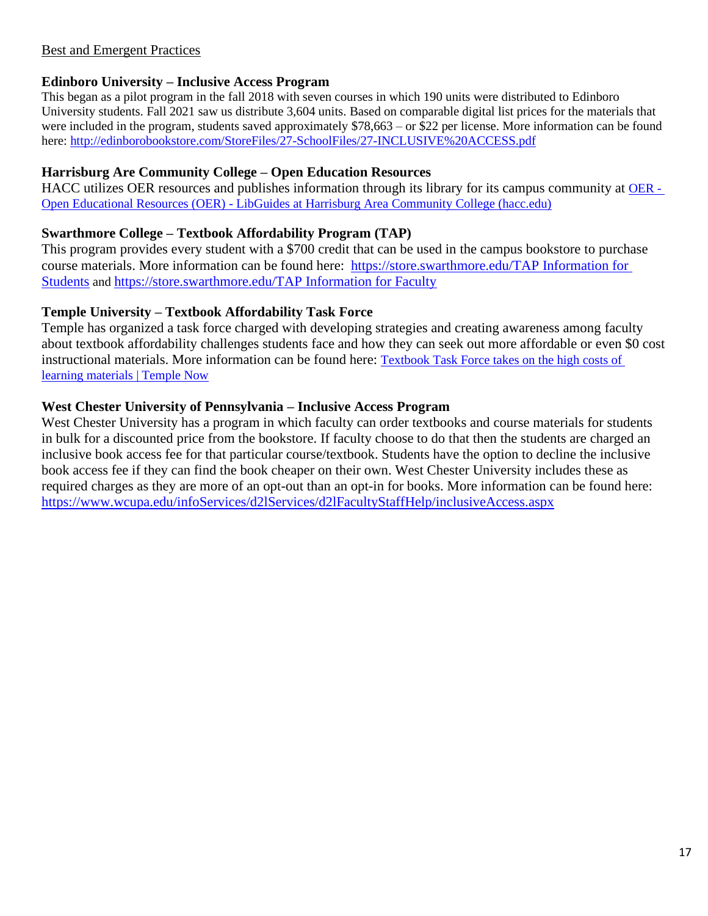Best and Emergent Practices

**Edinboro University – Inclusive Access Program**

This began as a pilot program in the fall 2018 with seven courses in which 190 units were distributed to Edinboro University students. Fall 2021 saw us distribute 3,604 units. Based on comparable digital list prices for the materials that were included in the program, students saved approximately $78,663 – or $22 per license. More information can be found here: http://edinborobookstore.com/StoreFiles/27-SchoolFiles/27-INCLUSIVE%20ACCESS.pdf

**Harrisburg Are Community College – Open Education Resources**

HACC utilizes OER resources and publishes information through its library for its campus community at OER - Open Educational Resources (OER) - LibGuides at Harrisburg Area Community College (hacc.edu)

**Swarthmore College – Textbook Affordability Program (TAP)**

This program provides every student with a $700 credit that can be used in the campus bookstore to purchase course materials. More information can be found here: https://store.swarthmore.edu/TAP Information for Students and https://store.swarthmore.edu/TAP Information for Faculty

**Temple University – Textbook Affordability Task Force**

Temple has organized a task force charged with developing strategies and creating awareness among faculty about textbook affordability challenges students face and how they can seek out more affordable or even $0 cost instructional materials. More information can be found here: Textbook Task Force takes on the high costs of learning materials | Temple Now

**West Chester University of Pennsylvania – Inclusive Access Program**

West Chester University has a program in which faculty can order textbooks and course materials for students in bulk for a discounted price from the bookstore. If faculty choose to do that then the students are charged an inclusive book access fee for that particular course/textbook. Students have the option to decline the inclusive book access fee if they can find the book cheaper on their own. West Chester University includes these as required charges as they are more of an opt-out than an opt-in for books. More information can be found here: https://www.wcupa.edu/infoServices/d2lServices/d2lFacultyStaffHelp/inclusiveAccess.aspx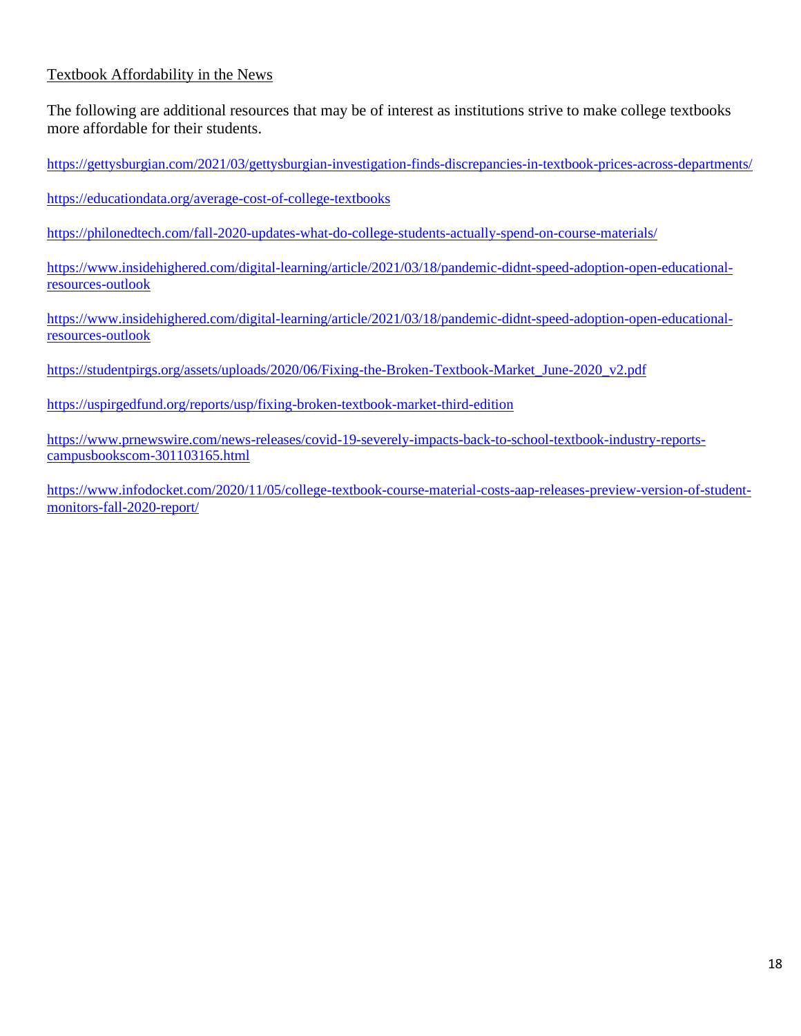## Textbook Affordability in the News

The following are additional resources that may be of interest as institutions strive to make college textbooks more affordable for their students.

https://gettysburgian.com/2021/03/gettysburgian-investigation-finds-discrepancies-in-textbook-prices-across-departments/

https://educationdata.org/average-cost-of-college-textbooks

https://philonedtech.com/fall-2020-updates-what-do-college-students-actually-spend-on-course-materials/

https://www.insidehighered.com/digital-learning/article/2021/03/18/pandemic-didnt-speed-adoption-open-educational-resources-outlook

https://www.insidehighered.com/digital-learning/article/2021/03/18/pandemic-didnt-speed-adoption-open-educational-resources-outlook

https://studentpirgs.org/assets/uploads/2020/06/Fixing-the-Broken-Textbook-Market_June-2020_v2.pdf

https://uspirgedfund.org/reports/usp/fixing-broken-textbook-market-third-edition

https://www.prnewswire.com/news-releases/covid-19-severely-impacts-back-to-school-textbook-industry-reports-campusbookscom-301103165.html

https://www.infodocket.com/2020/11/05/college-textbook-course-material-costs-aap-releases-preview-version-of-student-monitors-fall-2020-report/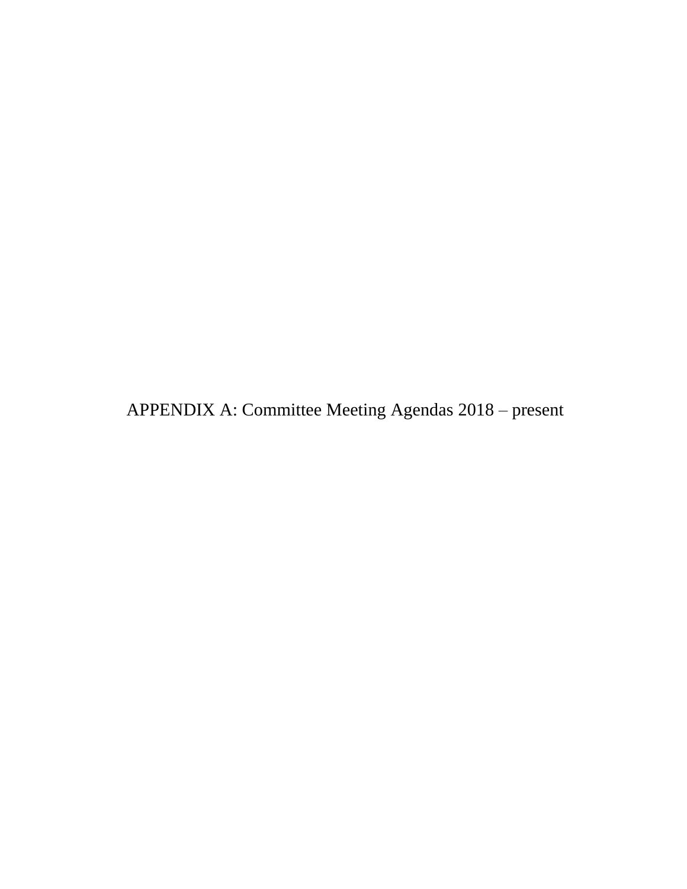# APPENDIX A: Committee Meeting Agendas 2018 – present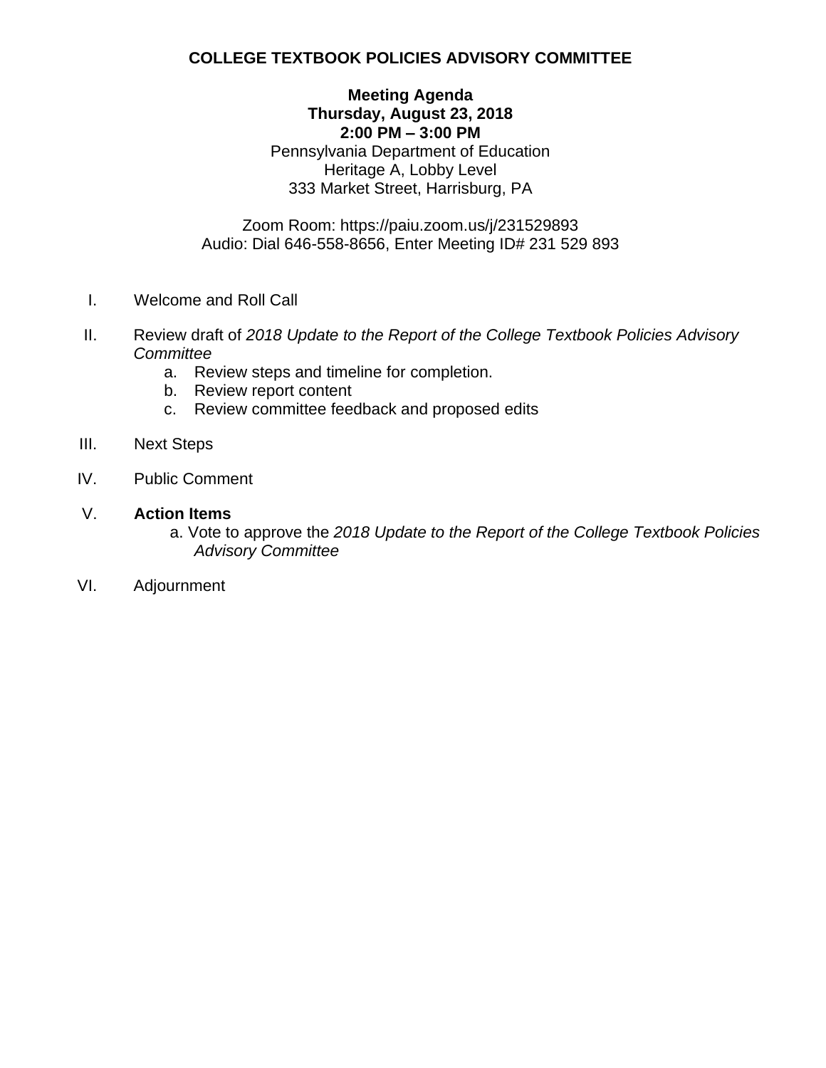# COLLEGE TEXTBOOK POLICIES ADVISORY COMMITTEE

**Meeting Agenda**
**Thursday, August 23, 2018**
**2:00 PM – 3:00 PM**
Pennsylvania Department of Education
Heritage A, Lobby Level
333 Market Street, Harrisburg, PA

Zoom Room: https://paiu.zoom.us/j/231529893
Audio: Dial 646-558-8656, Enter Meeting ID# 231 529 893

I. Welcome and Roll Call

II. Review draft of *2018 Update to the Report of the College Textbook Policies Advisory Committee*
   a. Review steps and timeline for completion.
   b. Review report content
   c. Review committee feedback and proposed edits

III. Next Steps

IV. Public Comment

V. **Action Items**
   a. Vote to approve the *2018 Update to the Report of the College Textbook Policies Advisory Committee*

VI. Adjournment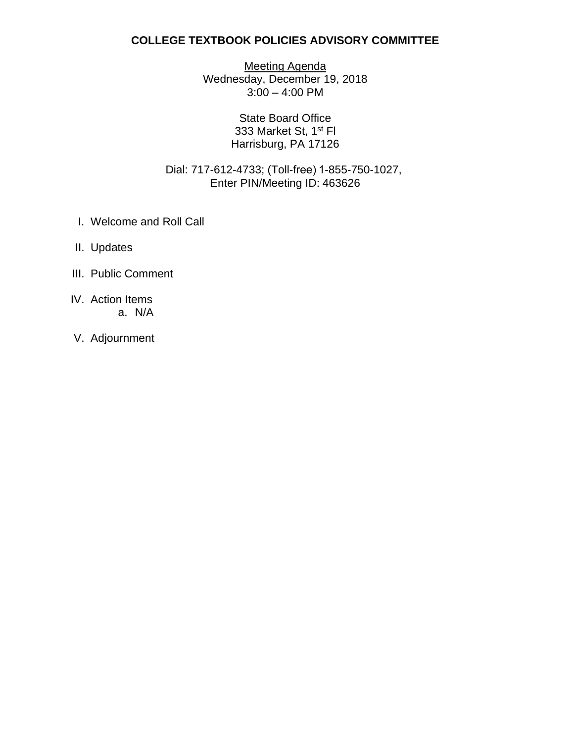# COLLEGE TEXTBOOK POLICIES ADVISORY COMMITTEE

Meeting Agenda
Wednesday, December 19, 2018
3:00 – 4:00 PM

State Board Office
333 Market St, 1st Fl
Harrisburg, PA 17126

Dial: 717-612-4733; (Toll-free) 1-855-750-1027,
Enter PIN/Meeting ID: 463626

I. Welcome and Roll Call

II. Updates

III. Public Comment

IV. Action Items
  a. N/A

V. Adjournment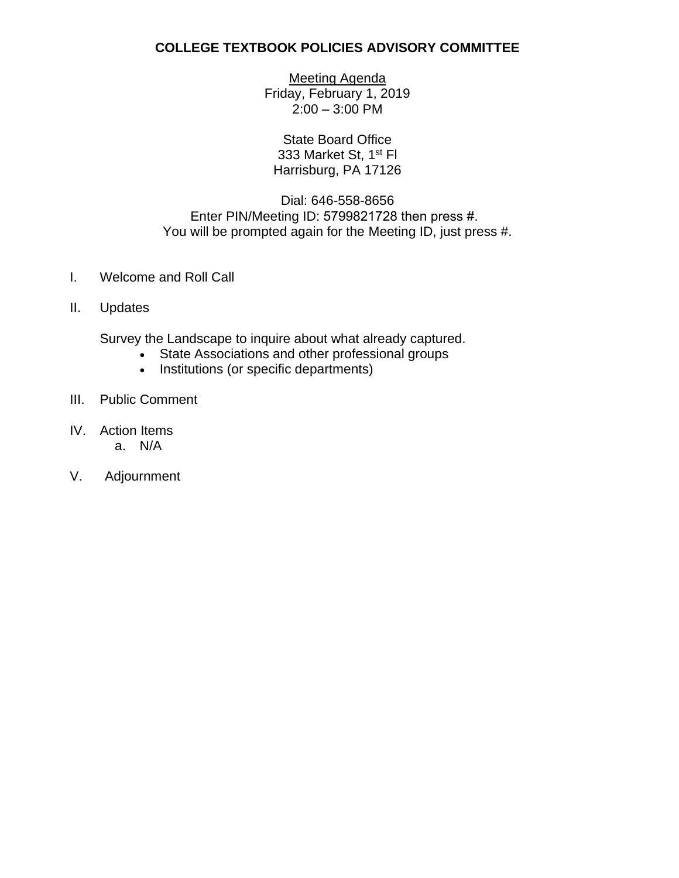# COLLEGE TEXTBOOK POLICIES ADVISORY COMMITTEE

Meeting Agenda
Friday, February 1, 2019
2:00 – 3:00 PM

State Board Office
333 Market St, 1st Fl
Harrisburg, PA 17126

Dial: 646-558-8656
Enter PIN/Meeting ID: 5799821728 then press #.
You will be prompted again for the Meeting ID, just press #.

I. Welcome and Roll Call

II. Updates

Survey the Landscape to inquire about what already captured.

- State Associations and other professional groups
- Institutions (or specific departments)

III. Public Comment

IV. Action Items
   a. N/A

V. Adjournment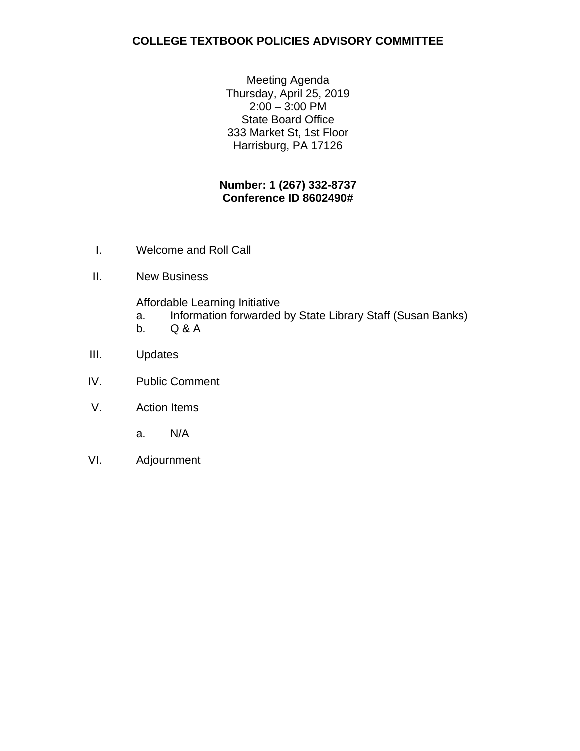# COLLEGE TEXTBOOK POLICIES ADVISORY COMMITTEE

Meeting Agenda
Thursday, April 25, 2019
2:00 – 3:00 PM
State Board Office
333 Market St, 1st Floor
Harrisburg, PA 17126

**Number: 1 (267) 332-8737**
**Conference ID 8602490#**

I. Welcome and Roll Call

II. New Business

   Affordable Learning Initiative
   a. Information forwarded by State Library Staff (Susan Banks)
   b. Q & A

III. Updates

IV. Public Comment

V. Action Items

   a. N/A

VI. Adjournment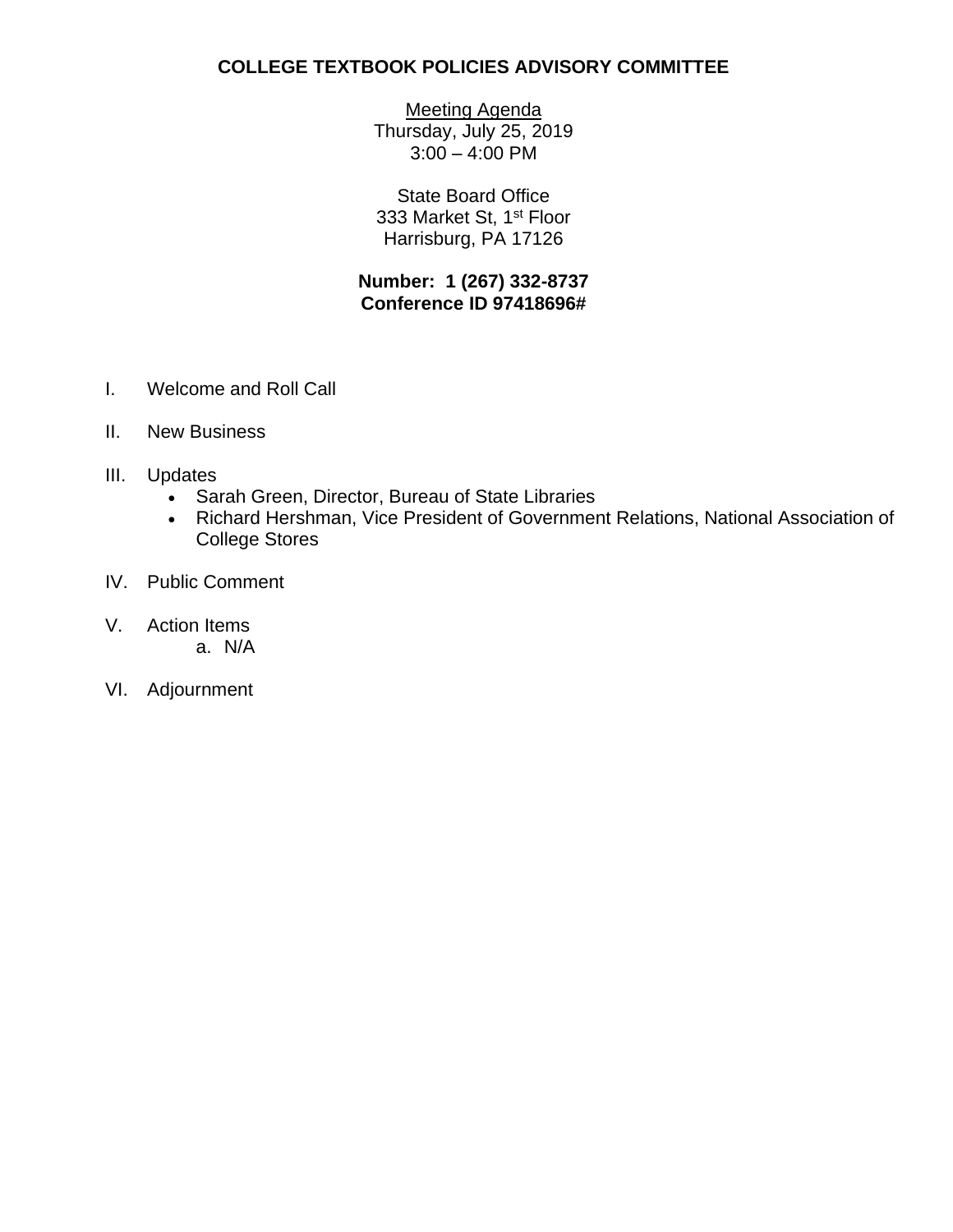# COLLEGE TEXTBOOK POLICIES ADVISORY COMMITTEE

Meeting Agenda
Thursday, July 25, 2019
3:00 – 4:00 PM

State Board Office
333 Market St, 1st Floor
Harrisburg, PA 17126

**Number: 1 (267) 332-8737**
**Conference ID 97418696#**

I. Welcome and Roll Call

II. New Business

III. Updates
- Sarah Green, Director, Bureau of State Libraries
- Richard Hershman, Vice President of Government Relations, National Association of College Stores

IV. Public Comment

V. Action Items
   a. N/A

VI. Adjournment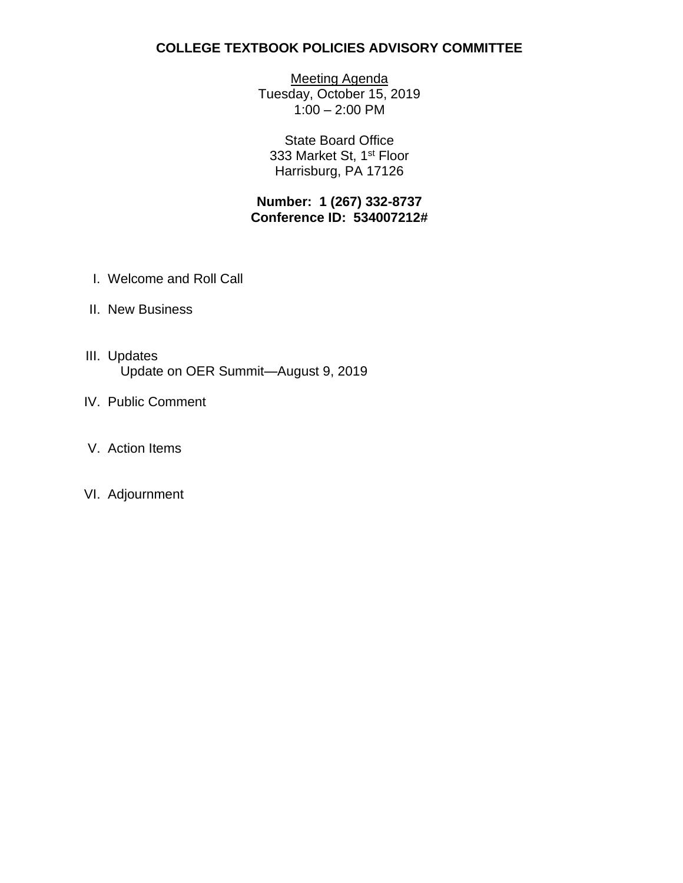# COLLEGE TEXTBOOK POLICIES ADVISORY COMMITTEE

Meeting Agenda
Tuesday, October 15, 2019
1:00 – 2:00 PM

State Board Office
333 Market St, 1st Floor
Harrisburg, PA 17126

**Number: 1 (267) 332-8737**
**Conference ID: 534007212#**

I. Welcome and Roll Call

II. New Business

III. Updates
    Update on OER Summit—August 9, 2019

IV. Public Comment

V. Action Items

VI. Adjournment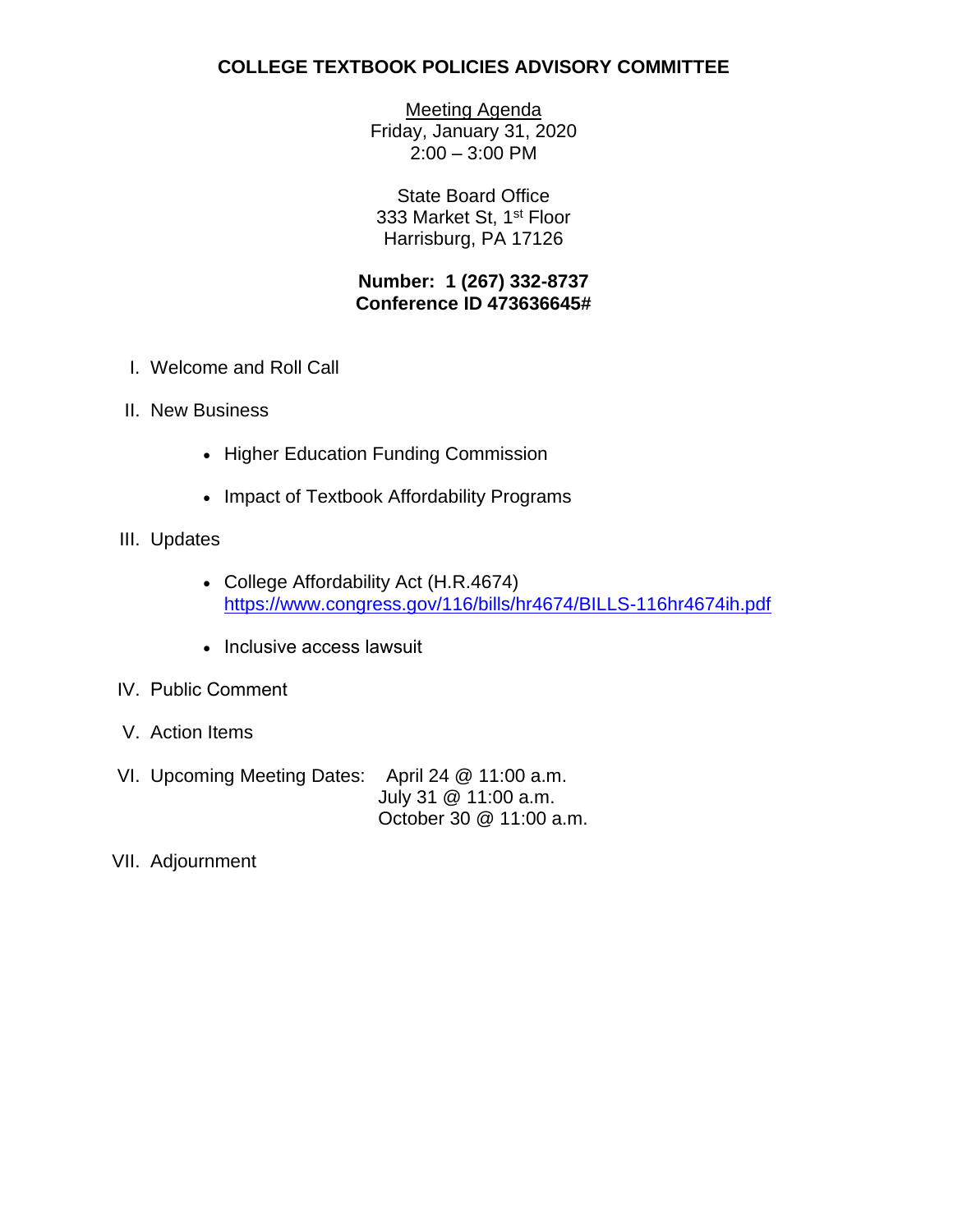# COLLEGE TEXTBOOK POLICIES ADVISORY COMMITTEE

Meeting Agenda
Friday, January 31, 2020
2:00 – 3:00 PM

State Board Office
333 Market St, 1st Floor
Harrisburg, PA 17126

**Number: 1 (267) 332-8737**
**Conference ID 473636645#**

I. Welcome and Roll Call

II. New Business

- Higher Education Funding Commission
- Impact of Textbook Affordability Programs

III. Updates

- College Affordability Act (H.R.4674)
  https://www.congress.gov/116/bills/hr4674/BILLS-116hr4674ih.pdf
- Inclusive access lawsuit

IV. Public Comment

V. Action Items

VI. Upcoming Meeting Dates: April 24 @ 11:00 a.m.
July 31 @ 11:00 a.m.
October 30 @ 11:00 a.m.

VII. Adjournment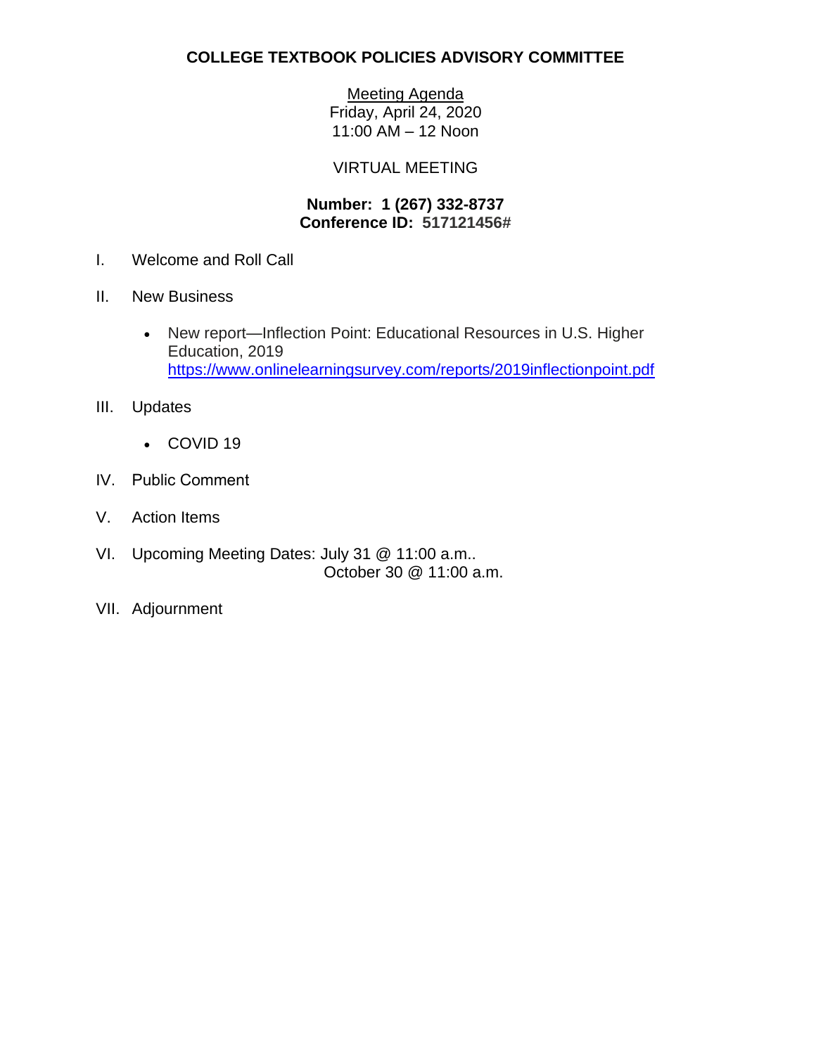# COLLEGE TEXTBOOK POLICIES ADVISORY COMMITTEE

Meeting Agenda
Friday, April 24, 2020
11:00 AM – 12 Noon

VIRTUAL MEETING

**Number: 1 (267) 332-8737**
**Conference ID: 517121456#**

I. Welcome and Roll Call

II. New Business

- New report—Inflection Point: Educational Resources in U.S. Higher Education, 2019
  https://www.onlinelearningsurvey.com/reports/2019inflectionpoint.pdf

III. Updates

- COVID 19

IV. Public Comment

V. Action Items

VI. Upcoming Meeting Dates: July 31 @ 11:00 a.m..
October 30 @ 11:00 a.m.

VII. Adjournment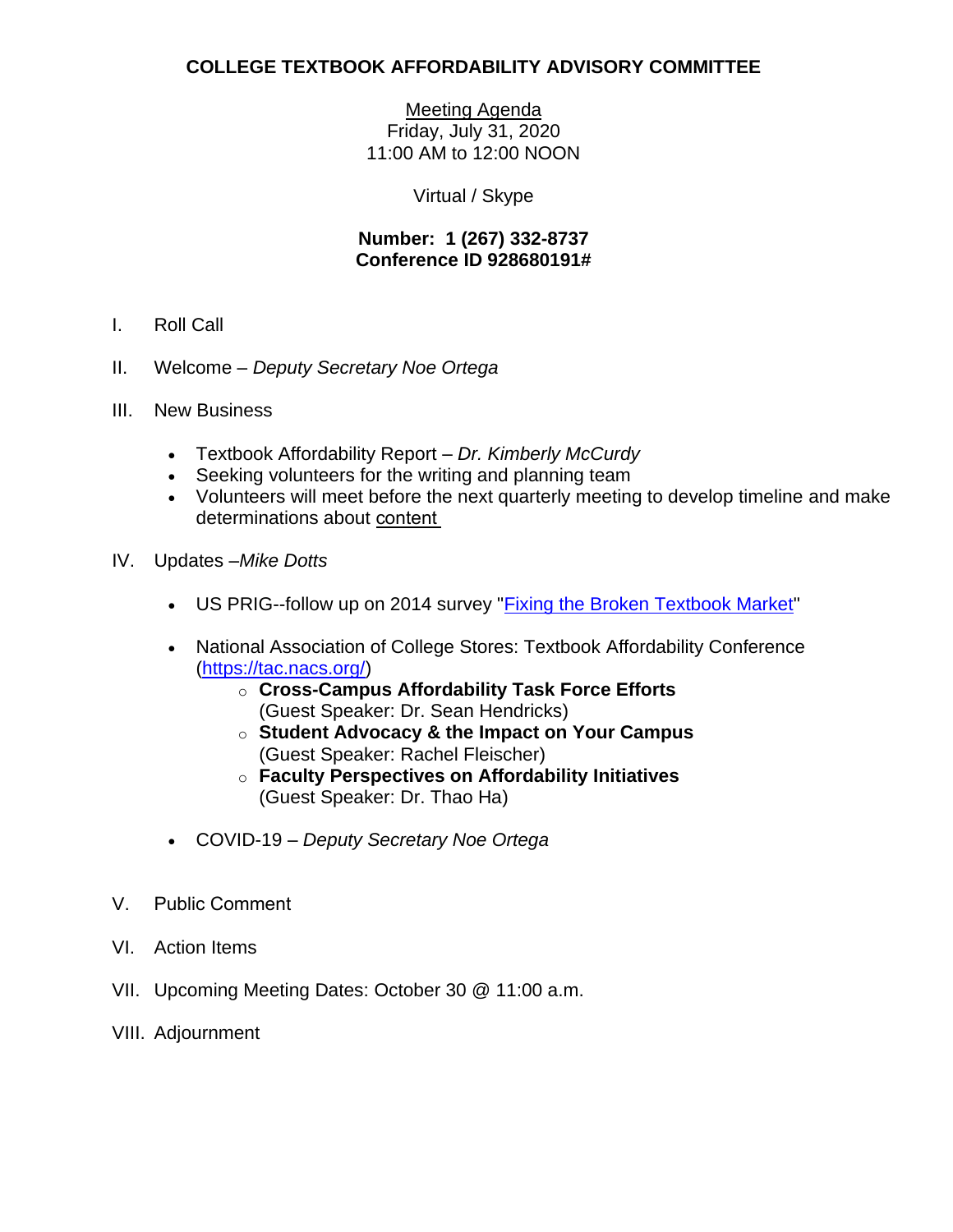# COLLEGE TEXTBOOK AFFORDABILITY ADVISORY COMMITTEE

Meeting Agenda
Friday, July 31, 2020
11:00 AM to 12:00 NOON

Virtual / Skype

**Number: 1 (267) 332-8737**
**Conference ID 928680191#**

I. Roll Call

II. Welcome – *Deputy Secretary Noe Ortega*

III. New Business

- Textbook Affordability Report – *Dr. Kimberly McCurdy*
- Seeking volunteers for the writing and planning team
- Volunteers will meet before the next quarterly meeting to develop timeline and make determinations about content

IV. Updates –*Mike Dotts*

- US PRIG--follow up on 2014 survey "Fixing the Broken Textbook Market"
- National Association of College Stores: Textbook Affordability Conference (https://tac.nacs.org/)
  - **Cross-Campus Affordability Task Force Efforts** (Guest Speaker: Dr. Sean Hendricks)
  - **Student Advocacy & the Impact on Your Campus** (Guest Speaker: Rachel Fleischer)
  - **Faculty Perspectives on Affordability Initiatives** (Guest Speaker: Dr. Thao Ha)
- COVID-19 – *Deputy Secretary Noe Ortega*

V. Public Comment

VI. Action Items

VII. Upcoming Meeting Dates: October 30 @ 11:00 a.m.

VIII. Adjournment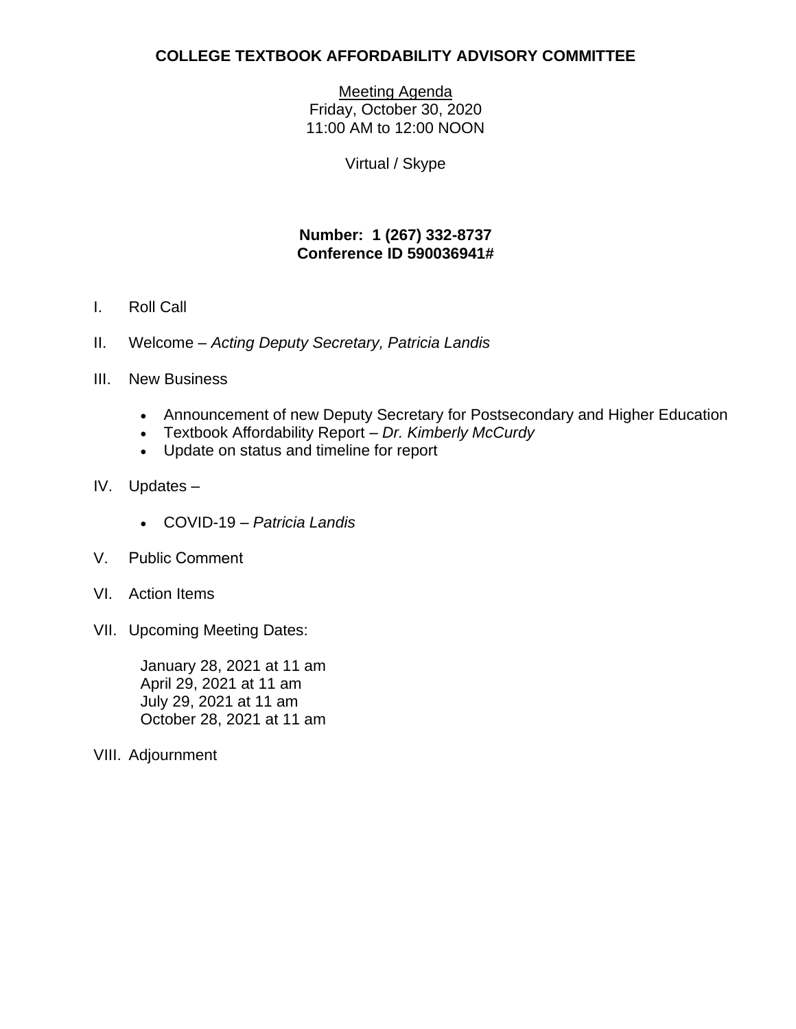# COLLEGE TEXTBOOK AFFORDABILITY ADVISORY COMMITTEE

Meeting Agenda
Friday, October 30, 2020
11:00 AM to 12:00 NOON

Virtual / Skype

**Number: 1 (267) 332-8737**
**Conference ID 590036941#**

I. Roll Call

II. Welcome – *Acting Deputy Secretary, Patricia Landis*

III. New Business

- Announcement of new Deputy Secretary for Postsecondary and Higher Education
- Textbook Affordability Report – *Dr. Kimberly McCurdy*
- Update on status and timeline for report

IV. Updates –

- COVID-19 – *Patricia Landis*

V. Public Comment

VI. Action Items

VII. Upcoming Meeting Dates:

January 28, 2021 at 11 am
April 29, 2021 at 11 am
July 29, 2021 at 11 am
October 28, 2021 at 11 am

VIII. Adjournment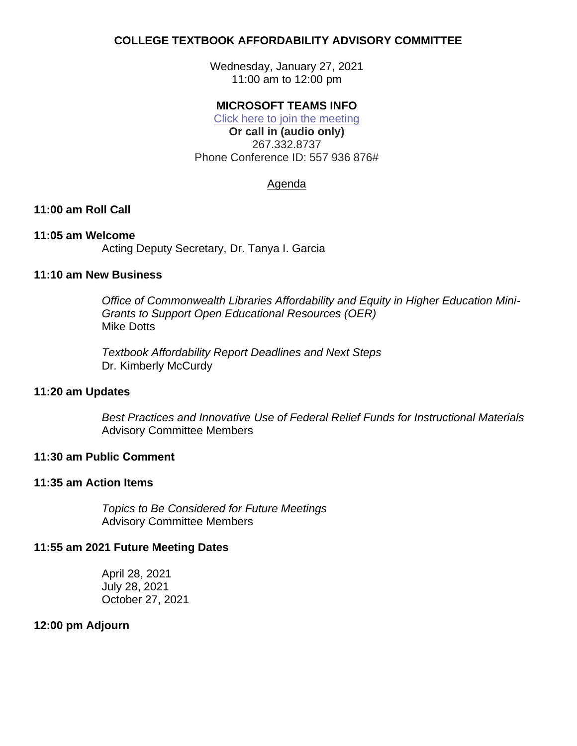# COLLEGE TEXTBOOK AFFORDABILITY ADVISORY COMMITTEE

Wednesday, January 27, 2021
11:00 am to 12:00 pm

**MICROSOFT TEAMS INFO**

Click here to join the meeting

**Or call in (audio only)**

267.332.8737

Phone Conference ID: 557 936 876#

## Agenda

**11:00 am Roll Call**

**11:05 am Welcome**

Acting Deputy Secretary, Dr. Tanya I. Garcia

**11:10 am New Business**

*Office of Commonwealth Libraries Affordability and Equity in Higher Education Mini-Grants to Support Open Educational Resources (OER)*
Mike Dotts

*Textbook Affordability Report Deadlines and Next Steps*
Dr. Kimberly McCurdy

**11:20 am Updates**

*Best Practices and Innovative Use of Federal Relief Funds for Instructional Materials*
Advisory Committee Members

**11:30 am Public Comment**

**11:35 am Action Items**

*Topics to Be Considered for Future Meetings*
Advisory Committee Members

**11:55 am 2021 Future Meeting Dates**

April 28, 2021
July 28, 2021
October 27, 2021

**12:00 pm Adjourn**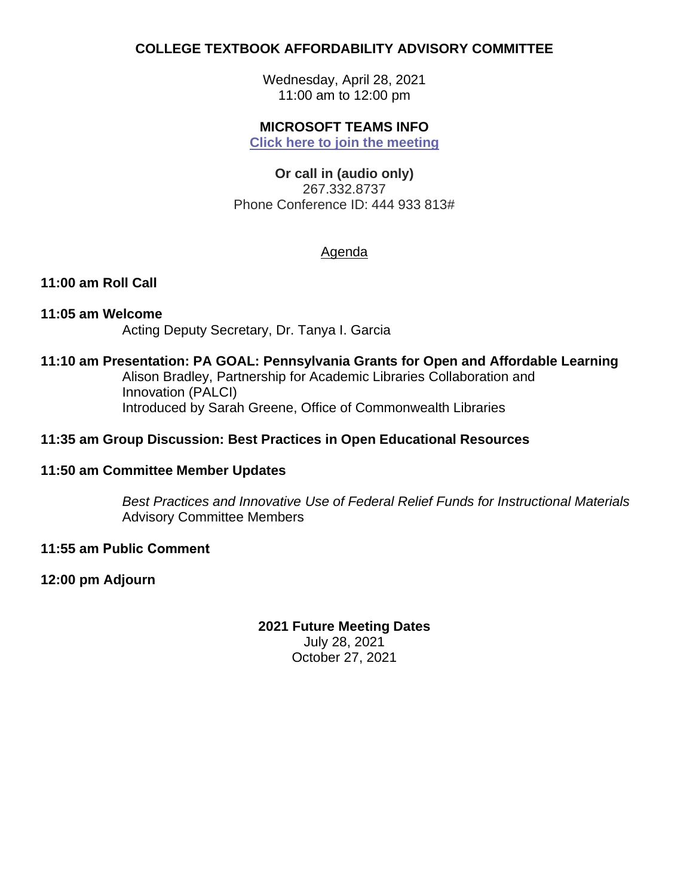# COLLEGE TEXTBOOK AFFORDABILITY ADVISORY COMMITTEE

Wednesday, April 28, 2021
11:00 am to 12:00 pm

**MICROSOFT TEAMS INFO**
**Click here to join the meeting**

**Or call in (audio only)**
267.332.8737
Phone Conference ID: 444 933 813#

## Agenda

**11:00 am Roll Call**

**11:05 am Welcome**
Acting Deputy Secretary, Dr. Tanya I. Garcia

**11:10 am Presentation: PA GOAL: Pennsylvania Grants for Open and Affordable Learning**
Alison Bradley, Partnership for Academic Libraries Collaboration and Innovation (PALCI)
Introduced by Sarah Greene, Office of Commonwealth Libraries

**11:35 am Group Discussion: Best Practices in Open Educational Resources**

**11:50 am Committee Member Updates**

*Best Practices and Innovative Use of Federal Relief Funds for Instructional Materials*
Advisory Committee Members

**11:55 am Public Comment**

**12:00 pm Adjourn**

**2021 Future Meeting Dates**
July 28, 2021
October 27, 2021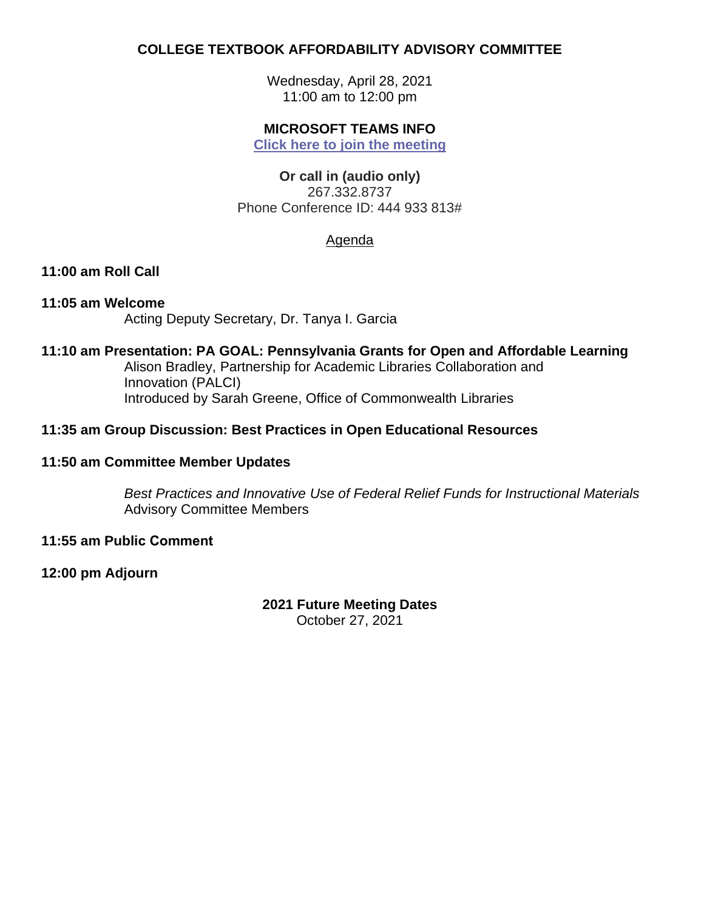# COLLEGE TEXTBOOK AFFORDABILITY ADVISORY COMMITTEE

Wednesday, April 28, 2021
11:00 am to 12:00 pm

**MICROSOFT TEAMS INFO**

**Click here to join the meeting**

**Or call in (audio only)**
267.332.8737
Phone Conference ID: 444 933 813#

## Agenda

**11:00 am Roll Call**

**11:05 am Welcome**
Acting Deputy Secretary, Dr. Tanya I. Garcia

**11:10 am Presentation: PA GOAL: Pennsylvania Grants for Open and Affordable Learning**
Alison Bradley, Partnership for Academic Libraries Collaboration and Innovation (PALCI)
Introduced by Sarah Greene, Office of Commonwealth Libraries

**11:35 am Group Discussion: Best Practices in Open Educational Resources**

**11:50 am Committee Member Updates**

*Best Practices and Innovative Use of Federal Relief Funds for Instructional Materials*
Advisory Committee Members

**11:55 am Public Comment**

**12:00 pm Adjourn**

**2021 Future Meeting Dates**
October 27, 2021